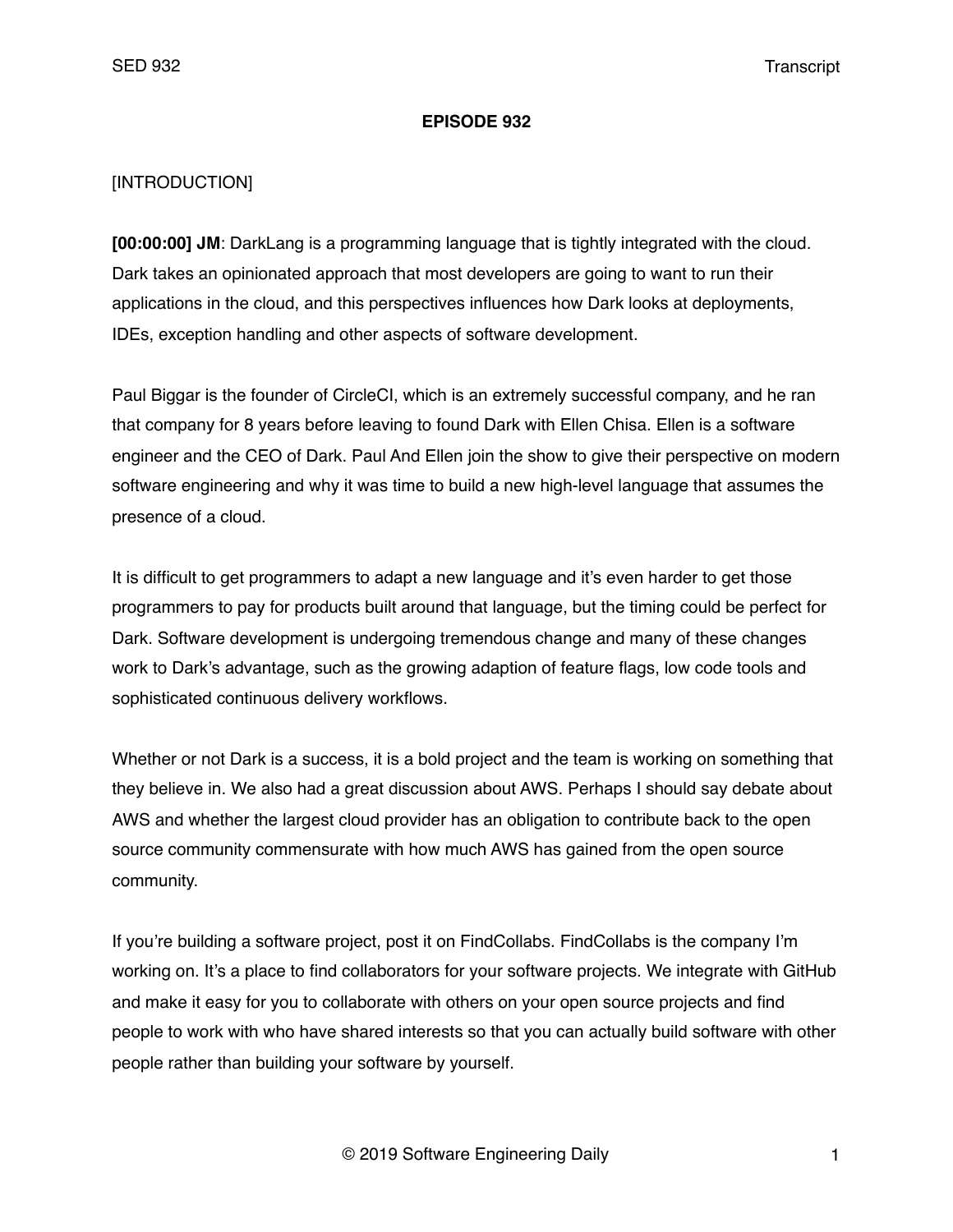**EPISODE 932**

[INTRODUCTION]

**[00:00:00] JM**: DarkLang is a programming language that is tightly integrated with the cloud. Dark takes an opinionated approach that most developers are going to want to run their applications in the cloud, and this perspectives influences how Dark looks at deployments, IDEs, exception handling and other aspects of software development.

Paul Biggar is the founder of CircleCI, which is an extremely successful company, and he ran that company for 8 years before leaving to found Dark with Ellen Chisa. Ellen is a software engineer and the CEO of Dark. Paul And Ellen join the show to give their perspective on modern software engineering and why it was time to build a new high-level language that assumes the presence of a cloud.

It is difficult to get programmers to adapt a new language and it's even harder to get those programmers to pay for products built around that language, but the timing could be perfect for Dark. Software development is undergoing tremendous change and many of these changes work to Dark's advantage, such as the growing adaption of feature flags, low code tools and sophisticated continuous delivery workflows.

Whether or not Dark is a success, it is a bold project and the team is working on something that they believe in. We also had a great discussion about AWS. Perhaps I should say debate about AWS and whether the largest cloud provider has an obligation to contribute back to the open source community commensurate with how much AWS has gained from the open source community.

If you're building a software project, post it on FindCollabs. FindCollabs is the company I'm working on. It's a place to find collaborators for your software projects. We integrate with GitHub and make it easy for you to collaborate with others on your open source projects and find people to work with who have shared interests so that you can actually build software with other people rather than building your software by yourself.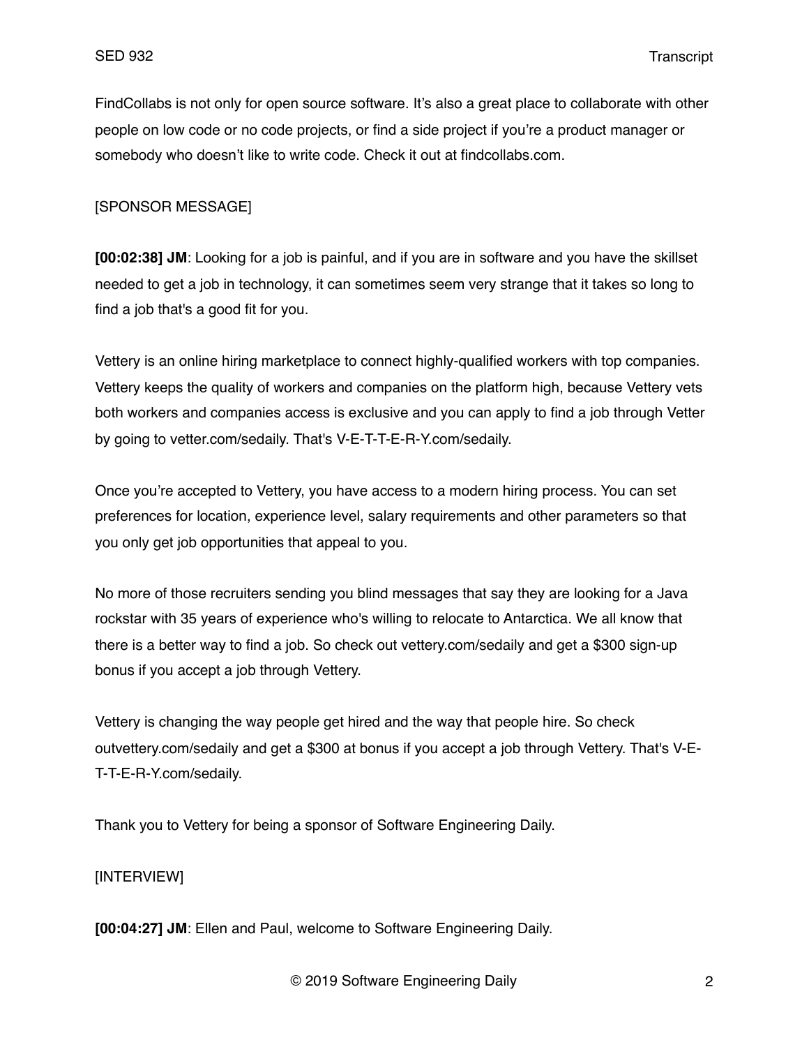FindCollabs is not only for open source software. It's also a great place to collaborate with other people on low code or no code projects, or find a side project if you're a product manager or somebody who doesn't like to write code. Check it out at findcollabs.com.

[SPONSOR MESSAGE]

**[00:02:38] JM**: Looking for a job is painful, and if you are in software and you have the skillset needed to get a job in technology, it can sometimes seem very strange that it takes so long to find a job that's a good fit for you.

Vettery is an online hiring marketplace to connect highly-qualified workers with top companies. Vettery keeps the quality of workers and companies on the platform high, because Vettery vets both workers and companies access is exclusive and you can apply to find a job through Vetter by going to vetter.com/sedaily. That's V-E-T-T-E-R-Y.com/sedaily.

Once you're accepted to Vettery, you have access to a modern hiring process. You can set preferences for location, experience level, salary requirements and other parameters so that you only get job opportunities that appeal to you.

No more of those recruiters sending you blind messages that say they are looking for a Java rockstar with 35 years of experience who's willing to relocate to Antarctica. We all know that there is a better way to find a job. So check out vettery.com/sedaily and get a $300 sign-up bonus if you accept a job through Vettery.

Vettery is changing the way people get hired and the way that people hire. So check outvettery.com/sedaily and get a $300 at bonus if you accept a job through Vettery. That's V-E-T-T-E-R-Y.com/sedaily.

Thank you to Vettery for being a sponsor of Software Engineering Daily.

[INTERVIEW]

**[00:04:27] JM**: Ellen and Paul, welcome to Software Engineering Daily.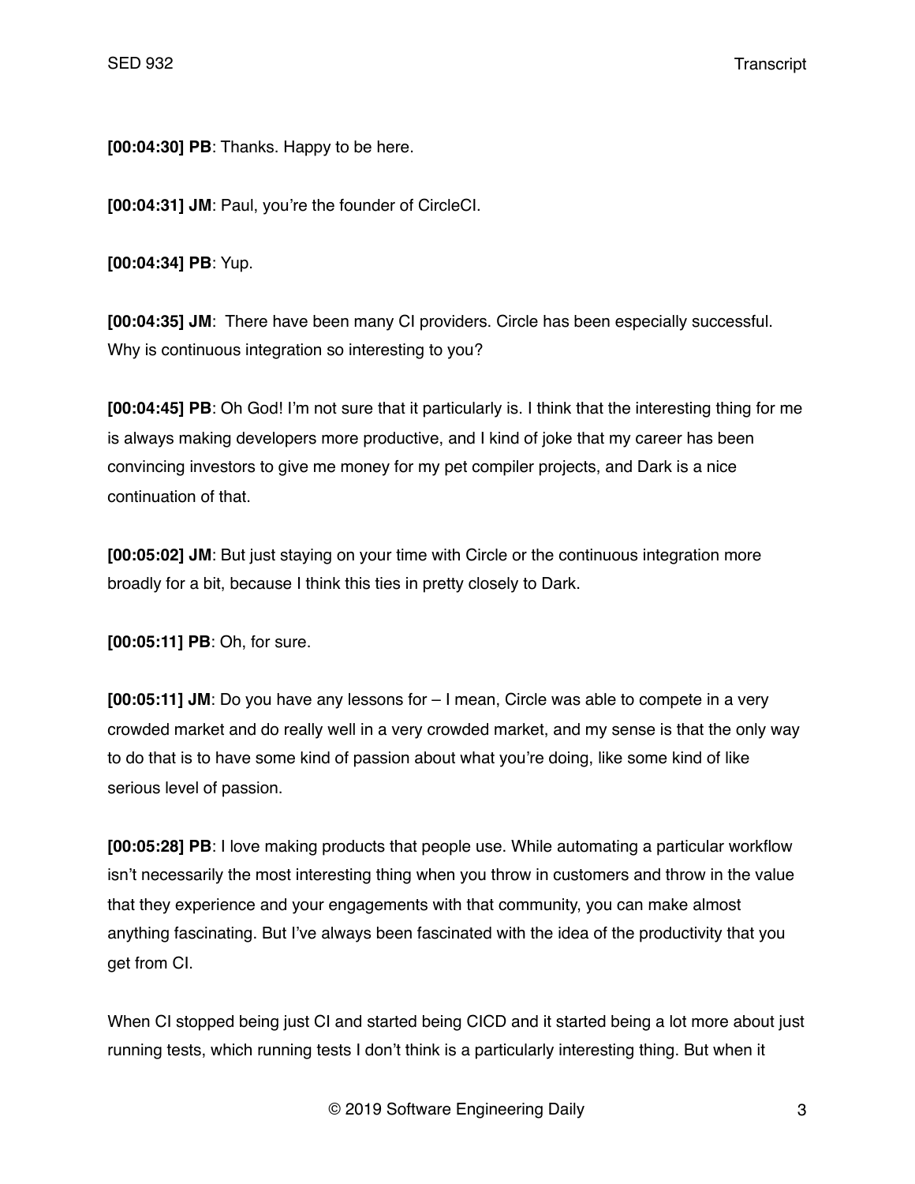**[00:04:30] PB**: Thanks. Happy to be here.

**[00:04:31] JM**: Paul, you're the founder of CircleCI.

**[00:04:34] PB**: Yup.

**[00:04:35] JM**: There have been many CI providers. Circle has been especially successful. Why is continuous integration so interesting to you?

**[00:04:45] PB**: Oh God! I'm not sure that it particularly is. I think that the interesting thing for me is always making developers more productive, and I kind of joke that my career has been convincing investors to give me money for my pet compiler projects, and Dark is a nice continuation of that.

**[00:05:02] JM**: But just staying on your time with Circle or the continuous integration more broadly for a bit, because I think this ties in pretty closely to Dark.

**[00:05:11] PB**: Oh, for sure.

**[00:05:11] JM**: Do you have any lessons for – I mean, Circle was able to compete in a very crowded market and do really well in a very crowded market, and my sense is that the only way to do that is to have some kind of passion about what you're doing, like some kind of like serious level of passion.

**[00:05:28] PB**: I love making products that people use. While automating a particular workflow isn't necessarily the most interesting thing when you throw in customers and throw in the value that they experience and your engagements with that community, you can make almost anything fascinating. But I've always been fascinated with the idea of the productivity that you get from CI.

When CI stopped being just CI and started being CICD and it started being a lot more about just running tests, which running tests I don't think is a particularly interesting thing. But when it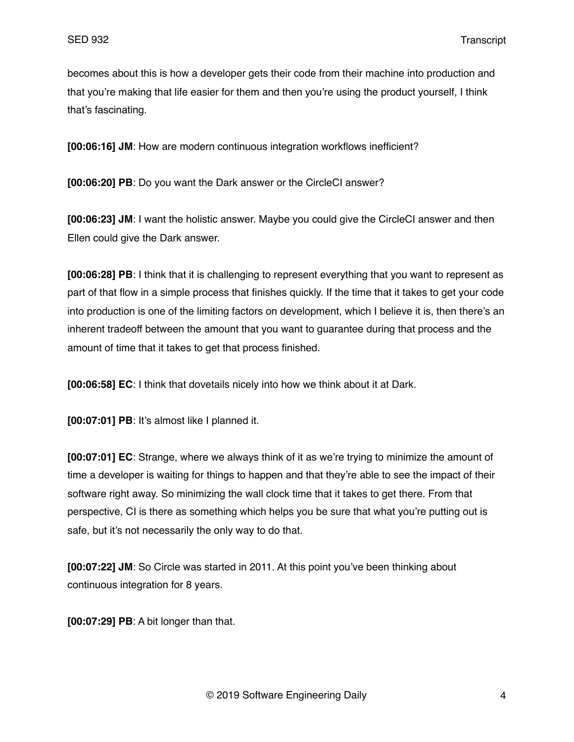becomes about this is how a developer gets their code from their machine into production and that you're making that life easier for them and then you're using the product yourself, I think that's fascinating.

**[00:06:16] JM**: How are modern continuous integration workflows inefficient?

**[00:06:20] PB**: Do you want the Dark answer or the CircleCI answer?

**[00:06:23] JM**: I want the holistic answer. Maybe you could give the CircleCI answer and then Ellen could give the Dark answer.

**[00:06:28] PB**: I think that it is challenging to represent everything that you want to represent as part of that flow in a simple process that finishes quickly. If the time that it takes to get your code into production is one of the limiting factors on development, which I believe it is, then there's an inherent tradeoff between the amount that you want to guarantee during that process and the amount of time that it takes to get that process finished.

**[00:06:58] EC**: I think that dovetails nicely into how we think about it at Dark.

**[00:07:01] PB**: It's almost like I planned it.

**[00:07:01] EC**: Strange, where we always think of it as we're trying to minimize the amount of time a developer is waiting for things to happen and that they're able to see the impact of their software right away. So minimizing the wall clock time that it takes to get there. From that perspective, CI is there as something which helps you be sure that what you're putting out is safe, but it's not necessarily the only way to do that.

**[00:07:22] JM**: So Circle was started in 2011. At this point you've been thinking about continuous integration for 8 years.

**[00:07:29] PB**: A bit longer than that.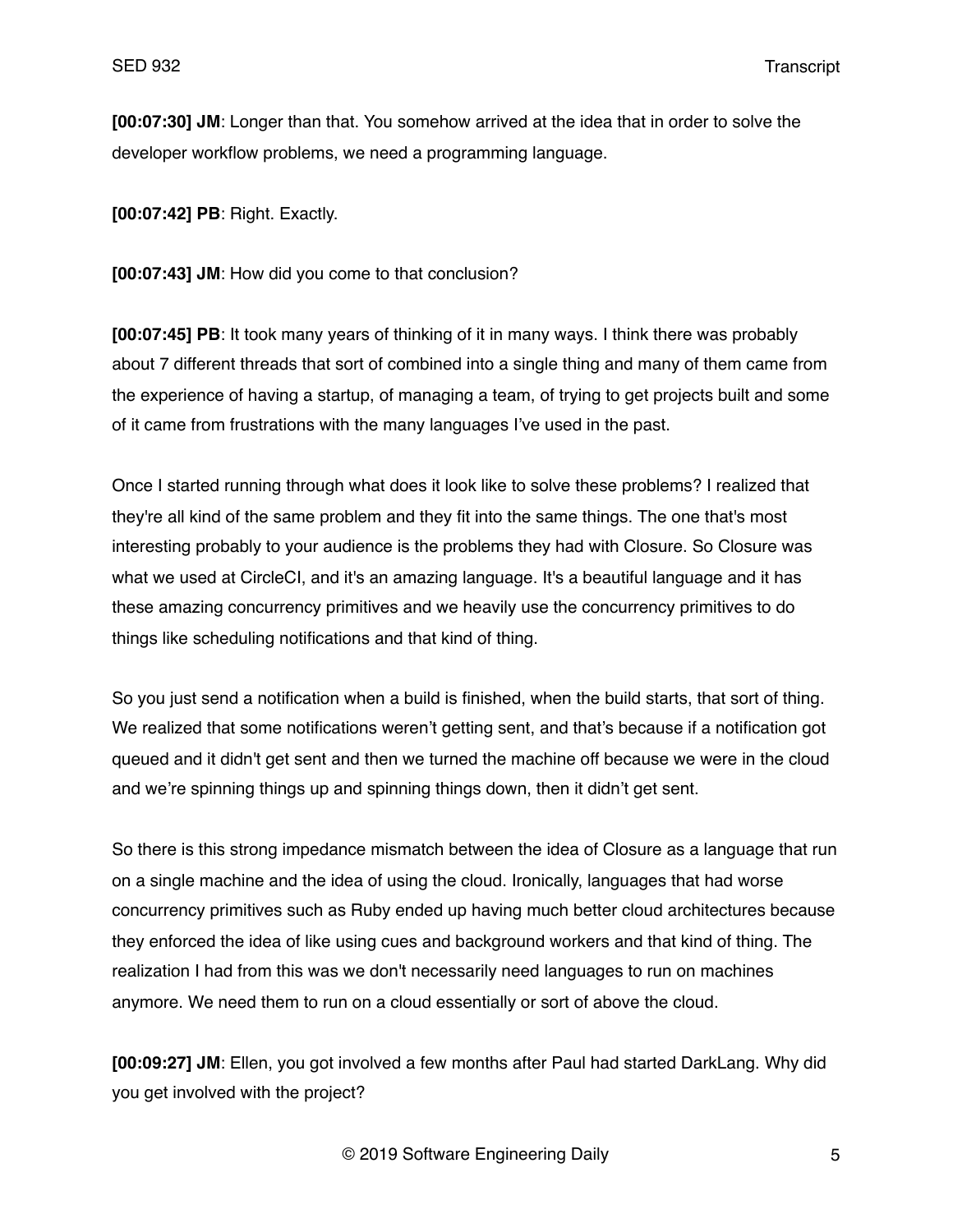**[00:07:30] JM**: Longer than that. You somehow arrived at the idea that in order to solve the developer workflow problems, we need a programming language.

**[00:07:42] PB**: Right. Exactly.

**[00:07:43] JM**: How did you come to that conclusion?

**[00:07:45] PB**: It took many years of thinking of it in many ways. I think there was probably about 7 different threads that sort of combined into a single thing and many of them came from the experience of having a startup, of managing a team, of trying to get projects built and some of it came from frustrations with the many languages I've used in the past.

Once I started running through what does it look like to solve these problems? I realized that they're all kind of the same problem and they fit into the same things. The one that's most interesting probably to your audience is the problems they had with Closure. So Closure was what we used at CircleCI, and it's an amazing language. It's a beautiful language and it has these amazing concurrency primitives and we heavily use the concurrency primitives to do things like scheduling notifications and that kind of thing.

So you just send a notification when a build is finished, when the build starts, that sort of thing. We realized that some notifications weren't getting sent, and that's because if a notification got queued and it didn't get sent and then we turned the machine off because we were in the cloud and we're spinning things up and spinning things down, then it didn't get sent.

So there is this strong impedance mismatch between the idea of Closure as a language that run on a single machine and the idea of using the cloud. Ironically, languages that had worse concurrency primitives such as Ruby ended up having much better cloud architectures because they enforced the idea of like using cues and background workers and that kind of thing. The realization I had from this was we don't necessarily need languages to run on machines anymore. We need them to run on a cloud essentially or sort of above the cloud.

**[00:09:27] JM**: Ellen, you got involved a few months after Paul had started DarkLang. Why did you get involved with the project?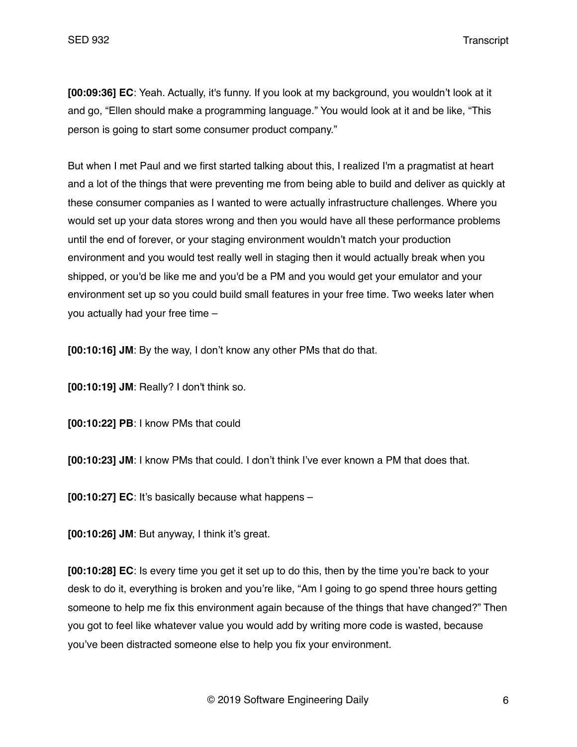**[00:09:36] EC**: Yeah. Actually, it's funny. If you look at my background, you wouldn't look at it and go, "Ellen should make a programming language." You would look at it and be like, "This person is going to start some consumer product company."

But when I met Paul and we first started talking about this, I realized I'm a pragmatist at heart and a lot of the things that were preventing me from being able to build and deliver as quickly at these consumer companies as I wanted to were actually infrastructure challenges. Where you would set up your data stores wrong and then you would have all these performance problems until the end of forever, or your staging environment wouldn't match your production environment and you would test really well in staging then it would actually break when you shipped, or you'd be like me and you'd be a PM and you would get your emulator and your environment set up so you could build small features in your free time. Two weeks later when you actually had your free time –

**[00:10:16] JM**: By the way, I don't know any other PMs that do that.

**[00:10:19] JM**: Really? I don't think so.

**[00:10:22] PB**: I know PMs that could

**[00:10:23] JM**: I know PMs that could. I don't think I've ever known a PM that does that.

**[00:10:27] EC**: It's basically because what happens –

**[00:10:26] JM**: But anyway, I think it's great.

**[00:10:28] EC**: Is every time you get it set up to do this, then by the time you're back to your desk to do it, everything is broken and you're like, "Am I going to go spend three hours getting someone to help me fix this environment again because of the things that have changed?" Then you got to feel like whatever value you would add by writing more code is wasted, because you've been distracted someone else to help you fix your environment.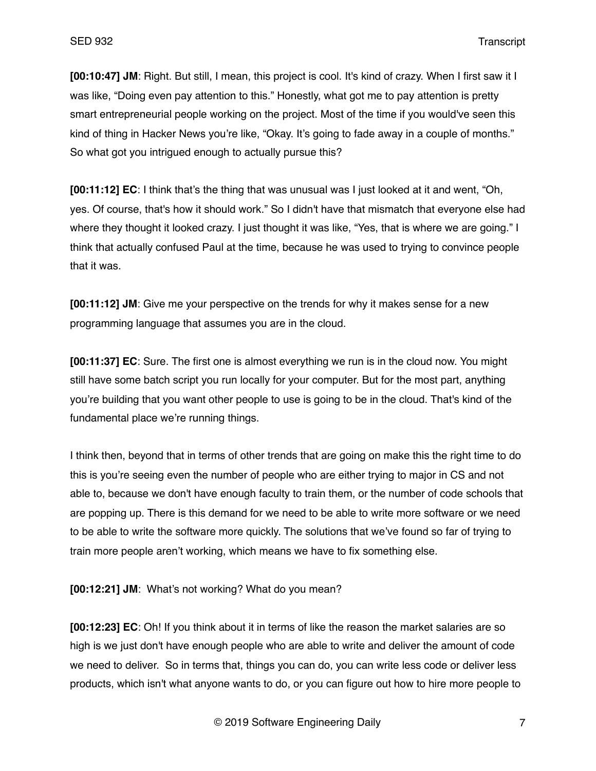**[00:10:47] JM**: Right. But still, I mean, this project is cool. It's kind of crazy. When I first saw it I was like, "Doing even pay attention to this." Honestly, what got me to pay attention is pretty smart entrepreneurial people working on the project. Most of the time if you would've seen this kind of thing in Hacker News you're like, "Okay. It's going to fade away in a couple of months." So what got you intrigued enough to actually pursue this?

**[00:11:12] EC**: I think that's the thing that was unusual was I just looked at it and went, "Oh, yes. Of course, that's how it should work." So I didn't have that mismatch that everyone else had where they thought it looked crazy. I just thought it was like, "Yes, that is where we are going." I think that actually confused Paul at the time, because he was used to trying to convince people that it was.

**[00:11:12] JM**: Give me your perspective on the trends for why it makes sense for a new programming language that assumes you are in the cloud.

**[00:11:37] EC**: Sure. The first one is almost everything we run is in the cloud now. You might still have some batch script you run locally for your computer. But for the most part, anything you're building that you want other people to use is going to be in the cloud. That's kind of the fundamental place we're running things.

I think then, beyond that in terms of other trends that are going on make this the right time to do this is you're seeing even the number of people who are either trying to major in CS and not able to, because we don't have enough faculty to train them, or the number of code schools that are popping up. There is this demand for we need to be able to write more software or we need to be able to write the software more quickly. The solutions that we've found so far of trying to train more people aren't working, which means we have to fix something else.

**[00:12:21] JM**: What's not working? What do you mean?

**[00:12:23] EC**: Oh! If you think about it in terms of like the reason the market salaries are so high is we just don't have enough people who are able to write and deliver the amount of code we need to deliver. So in terms that, things you can do, you can write less code or deliver less products, which isn't what anyone wants to do, or you can figure out how to hire more people to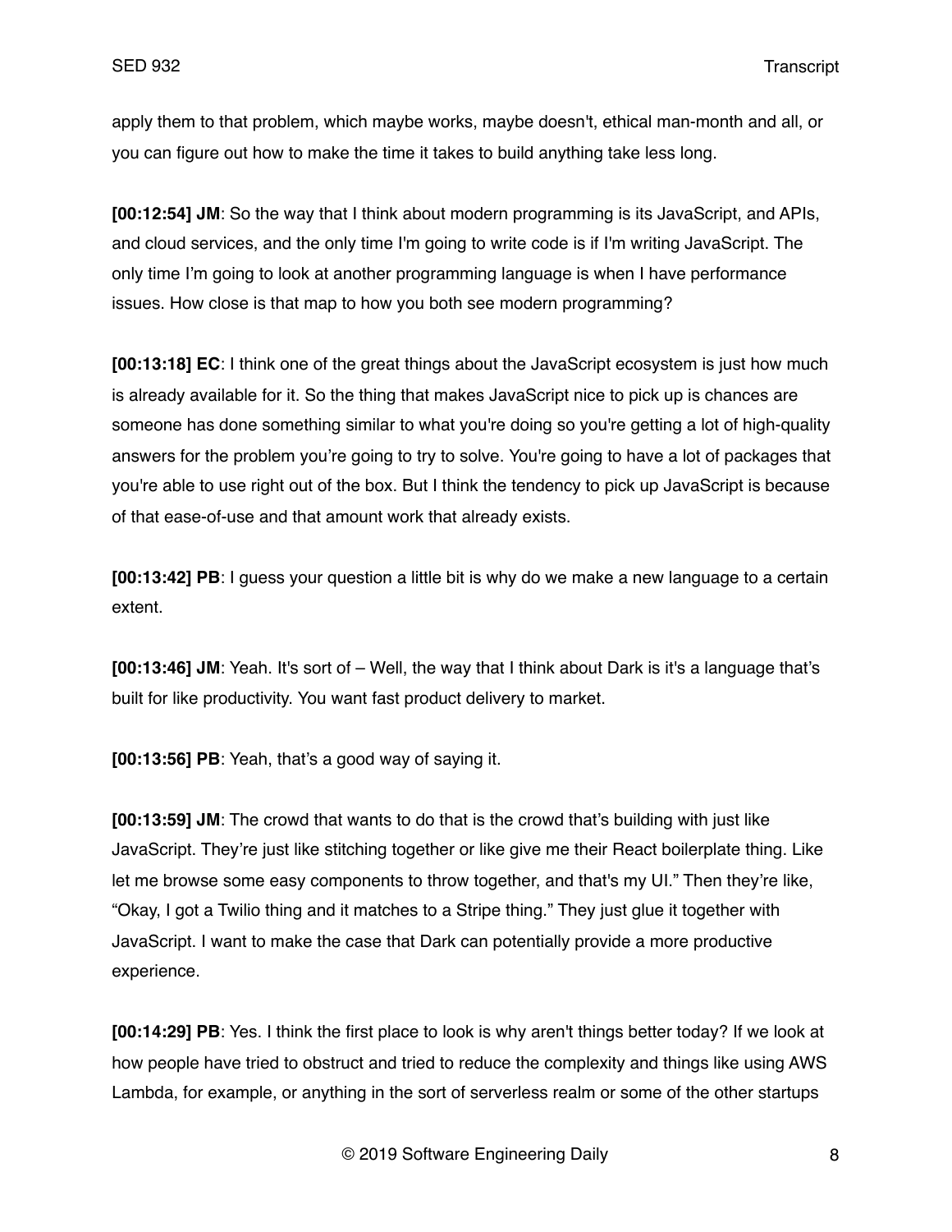apply them to that problem, which maybe works, maybe doesn't, ethical man-month and all, or you can figure out how to make the time it takes to build anything take less long.

**[00:12:54] JM**: So the way that I think about modern programming is its JavaScript, and APIs, and cloud services, and the only time I'm going to write code is if I'm writing JavaScript. The only time I'm going to look at another programming language is when I have performance issues. How close is that map to how you both see modern programming?

**[00:13:18] EC**: I think one of the great things about the JavaScript ecosystem is just how much is already available for it. So the thing that makes JavaScript nice to pick up is chances are someone has done something similar to what you're doing so you're getting a lot of high-quality answers for the problem you're going to try to solve. You're going to have a lot of packages that you're able to use right out of the box. But I think the tendency to pick up JavaScript is because of that ease-of-use and that amount work that already exists.

**[00:13:42] PB**: I guess your question a little bit is why do we make a new language to a certain extent.

**[00:13:46] JM**: Yeah. It's sort of – Well, the way that I think about Dark is it's a language that's built for like productivity. You want fast product delivery to market.

**[00:13:56] PB**: Yeah, that's a good way of saying it.

**[00:13:59] JM**: The crowd that wants to do that is the crowd that's building with just like JavaScript. They're just like stitching together or like give me their React boilerplate thing. Like let me browse some easy components to throw together, and that's my UI." Then they're like, "Okay, I got a Twilio thing and it matches to a Stripe thing." They just glue it together with JavaScript. I want to make the case that Dark can potentially provide a more productive experience.

**[00:14:29] PB**: Yes. I think the first place to look is why aren't things better today? If we look at how people have tried to obstruct and tried to reduce the complexity and things like using AWS Lambda, for example, or anything in the sort of serverless realm or some of the other startups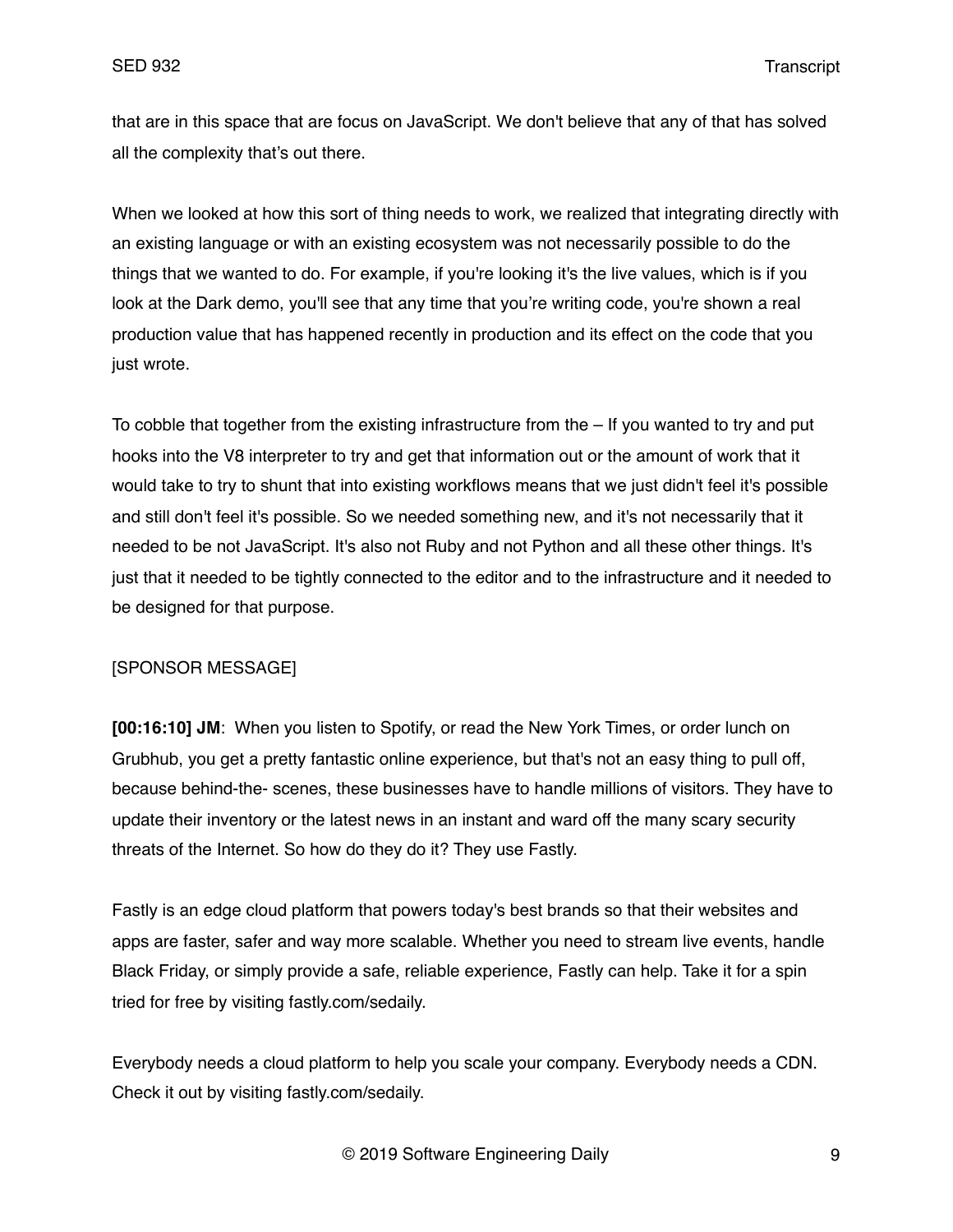that are in this space that are focus on JavaScript. We don't believe that any of that has solved all the complexity that's out there.

When we looked at how this sort of thing needs to work, we realized that integrating directly with an existing language or with an existing ecosystem was not necessarily possible to do the things that we wanted to do. For example, if you're looking it's the live values, which is if you look at the Dark demo, you'll see that any time that you're writing code, you're shown a real production value that has happened recently in production and its effect on the code that you just wrote.

To cobble that together from the existing infrastructure from the – If you wanted to try and put hooks into the V8 interpreter to try and get that information out or the amount of work that it would take to try to shunt that into existing workflows means that we just didn't feel it's possible and still don't feel it's possible. So we needed something new, and it's not necessarily that it needed to be not JavaScript. It's also not Ruby and not Python and all these other things. It's just that it needed to be tightly connected to the editor and to the infrastructure and it needed to be designed for that purpose.

[SPONSOR MESSAGE]

**[00:16:10] JM**: When you listen to Spotify, or read the New York Times, or order lunch on Grubhub, you get a pretty fantastic online experience, but that's not an easy thing to pull off, because behind-the- scenes, these businesses have to handle millions of visitors. They have to update their inventory or the latest news in an instant and ward off the many scary security threats of the Internet. So how do they do it? They use Fastly.

Fastly is an edge cloud platform that powers today's best brands so that their websites and apps are faster, safer and way more scalable. Whether you need to stream live events, handle Black Friday, or simply provide a safe, reliable experience, Fastly can help. Take it for a spin tried for free by visiting fastly.com/sedaily.

Everybody needs a cloud platform to help you scale your company. Everybody needs a CDN. Check it out by visiting fastly.com/sedaily.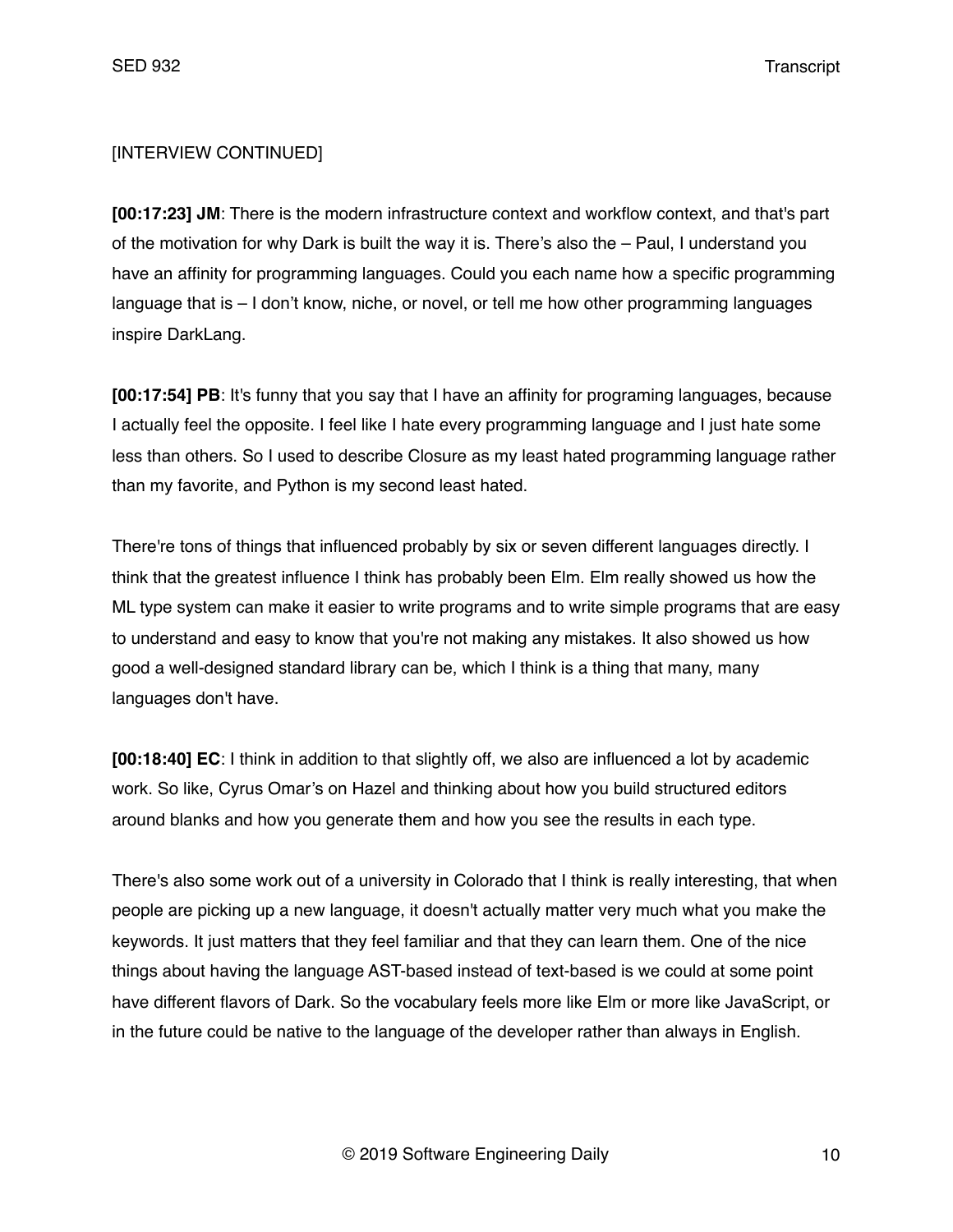[INTERVIEW CONTINUED]

**[00:17:23] JM**: There is the modern infrastructure context and workflow context, and that's part of the motivation for why Dark is built the way it is. There's also the – Paul, I understand you have an affinity for programming languages. Could you each name how a specific programming language that is – I don't know, niche, or novel, or tell me how other programming languages inspire DarkLang.

**[00:17:54] PB**: It's funny that you say that I have an affinity for programing languages, because I actually feel the opposite. I feel like I hate every programming language and I just hate some less than others. So I used to describe Closure as my least hated programming language rather than my favorite, and Python is my second least hated.

There're tons of things that influenced probably by six or seven different languages directly. I think that the greatest influence I think has probably been Elm. Elm really showed us how the ML type system can make it easier to write programs and to write simple programs that are easy to understand and easy to know that you're not making any mistakes. It also showed us how good a well-designed standard library can be, which I think is a thing that many, many languages don't have.

**[00:18:40] EC**: I think in addition to that slightly off, we also are influenced a lot by academic work. So like, Cyrus Omar's on Hazel and thinking about how you build structured editors around blanks and how you generate them and how you see the results in each type.

There's also some work out of a university in Colorado that I think is really interesting, that when people are picking up a new language, it doesn't actually matter very much what you make the keywords. It just matters that they feel familiar and that they can learn them. One of the nice things about having the language AST-based instead of text-based is we could at some point have different flavors of Dark. So the vocabulary feels more like Elm or more like JavaScript, or in the future could be native to the language of the developer rather than always in English.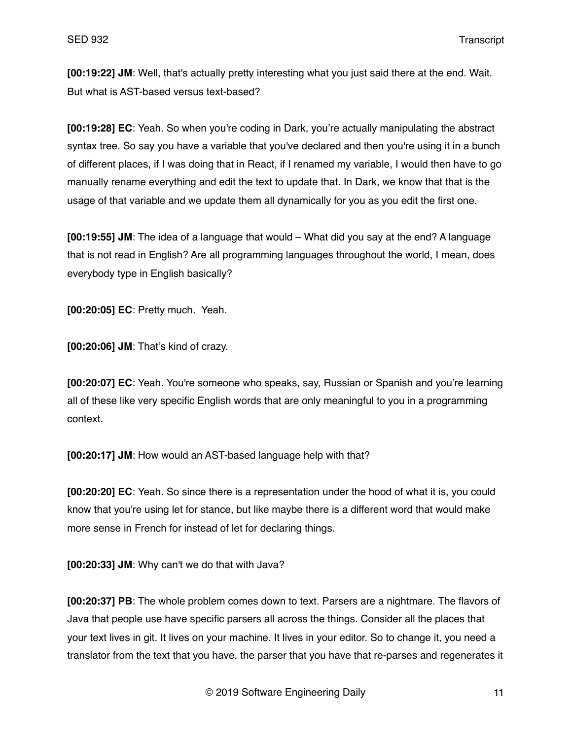**[00:19:22] JM**: Well, that's actually pretty interesting what you just said there at the end. Wait. But what is AST-based versus text-based?

**[00:19:28] EC**: Yeah. So when you're coding in Dark, you're actually manipulating the abstract syntax tree. So say you have a variable that you've declared and then you're using it in a bunch of different places, if I was doing that in React, if I renamed my variable, I would then have to go manually rename everything and edit the text to update that. In Dark, we know that that is the usage of that variable and we update them all dynamically for you as you edit the first one.

**[00:19:55] JM**: The idea of a language that would – What did you say at the end? A language that is not read in English? Are all programming languages throughout the world, I mean, does everybody type in English basically?

**[00:20:05] EC**: Pretty much.  Yeah.

**[00:20:06] JM**: That's kind of crazy.

**[00:20:07] EC**: Yeah. You're someone who speaks, say, Russian or Spanish and you're learning all of these like very specific English words that are only meaningful to you in a programming context.

**[00:20:17] JM**: How would an AST-based language help with that?

**[00:20:20] EC**: Yeah. So since there is a representation under the hood of what it is, you could know that you're using let for stance, but like maybe there is a different word that would make more sense in French for instead of let for declaring things.

**[00:20:33] JM**: Why can't we do that with Java?

**[00:20:37] PB**: The whole problem comes down to text. Parsers are a nightmare. The flavors of Java that people use have specific parsers all across the things. Consider all the places that your text lives in git. It lives on your machine. It lives in your editor. So to change it, you need a translator from the text that you have, the parser that you have that re-parses and regenerates it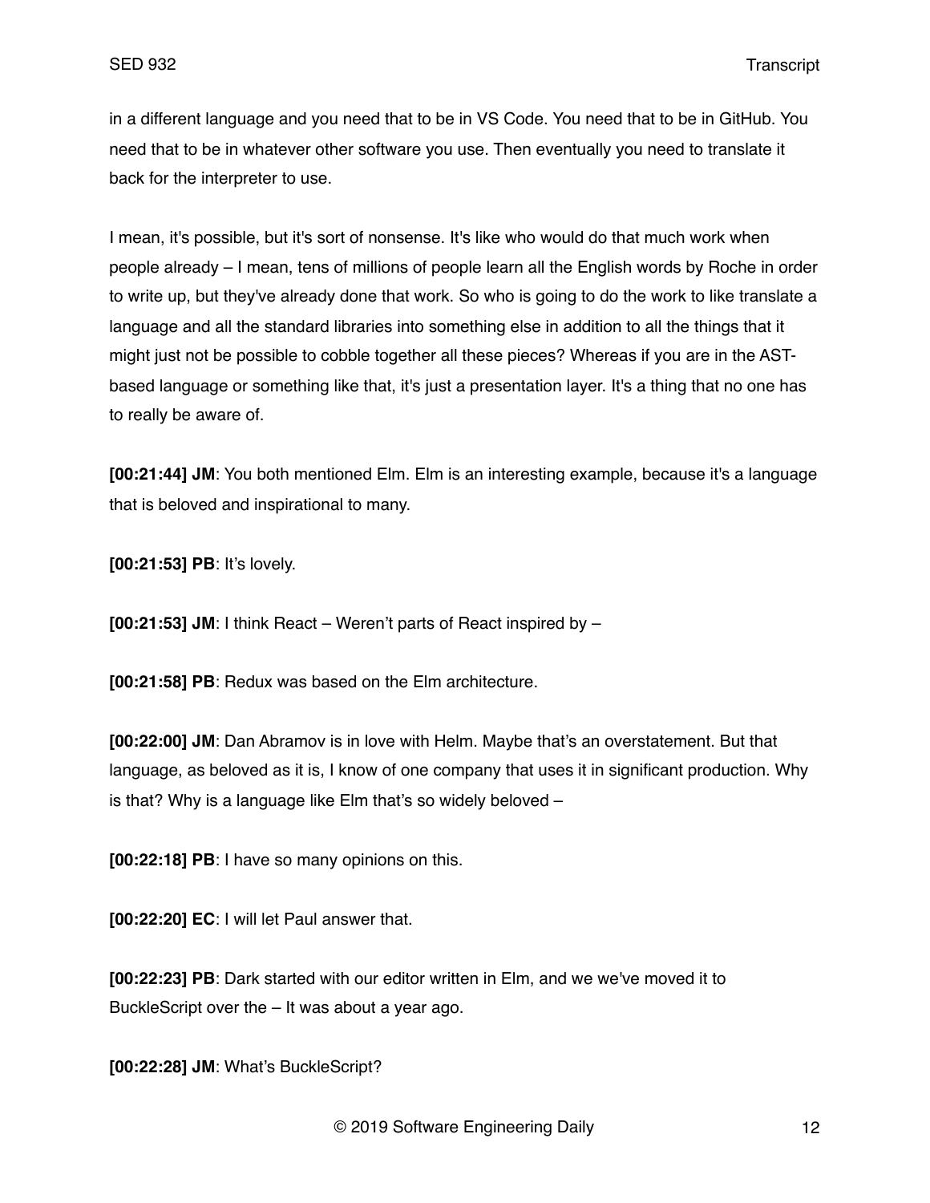in a different language and you need that to be in VS Code. You need that to be in GitHub. You need that to be in whatever other software you use. Then eventually you need to translate it back for the interpreter to use.

I mean, it's possible, but it's sort of nonsense. It's like who would do that much work when people already – I mean, tens of millions of people learn all the English words by Roche in order to write up, but they've already done that work. So who is going to do the work to like translate a language and all the standard libraries into something else in addition to all the things that it might just not be possible to cobble together all these pieces? Whereas if you are in the AST-based language or something like that, it's just a presentation layer. It's a thing that no one has to really be aware of.

**[00:21:44] JM**: You both mentioned Elm. Elm is an interesting example, because it's a language that is beloved and inspirational to many.

**[00:21:53] PB**: It's lovely.

**[00:21:53] JM**: I think React – Weren't parts of React inspired by –

**[00:21:58] PB**: Redux was based on the Elm architecture.

**[00:22:00] JM**: Dan Abramov is in love with Helm. Maybe that's an overstatement. But that language, as beloved as it is, I know of one company that uses it in significant production. Why is that? Why is a language like Elm that's so widely beloved –

**[00:22:18] PB**: I have so many opinions on this.

**[00:22:20] EC**: I will let Paul answer that.

**[00:22:23] PB**: Dark started with our editor written in Elm, and we we've moved it to BuckleScript over the – It was about a year ago.

**[00:22:28] JM**: What's BuckleScript?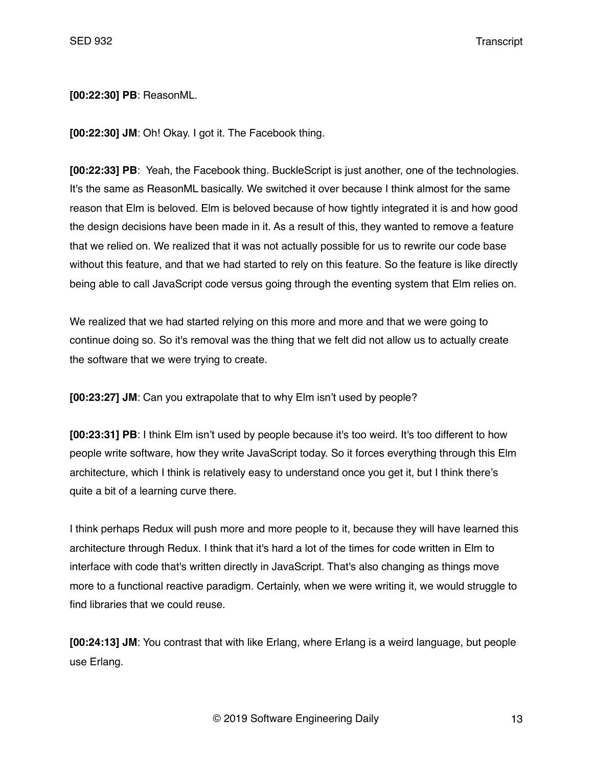**[00:22:30] PB**: ReasonML.

**[00:22:30] JM**: Oh! Okay. I got it. The Facebook thing.

**[00:22:33] PB**: Yeah, the Facebook thing. BuckleScript is just another, one of the technologies. It's the same as ReasonML basically. We switched it over because I think almost for the same reason that Elm is beloved. Elm is beloved because of how tightly integrated it is and how good the design decisions have been made in it. As a result of this, they wanted to remove a feature that we relied on. We realized that it was not actually possible for us to rewrite our code base without this feature, and that we had started to rely on this feature. So the feature is like directly being able to call JavaScript code versus going through the eventing system that Elm relies on.

We realized that we had started relying on this more and more and that we were going to continue doing so. So it's removal was the thing that we felt did not allow us to actually create the software that we were trying to create.

**[00:23:27] JM**: Can you extrapolate that to why Elm isn't used by people?

**[00:23:31] PB**: I think Elm isn't used by people because it's too weird. It's too different to how people write software, how they write JavaScript today. So it forces everything through this Elm architecture, which I think is relatively easy to understand once you get it, but I think there's quite a bit of a learning curve there.

I think perhaps Redux will push more and more people to it, because they will have learned this architecture through Redux. I think that it's hard a lot of the times for code written in Elm to interface with code that's written directly in JavaScript. That's also changing as things move more to a functional reactive paradigm. Certainly, when we were writing it, we would struggle to find libraries that we could reuse.

**[00:24:13] JM**: You contrast that with like Erlang, where Erlang is a weird language, but people use Erlang.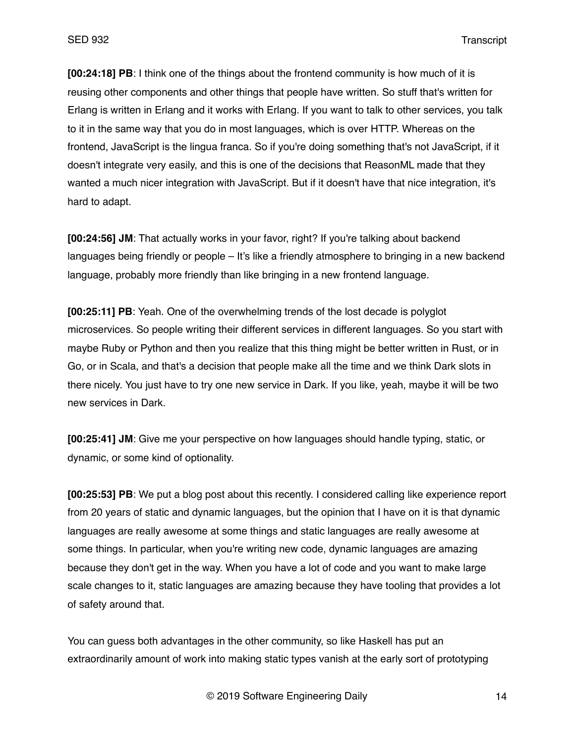**[00:24:18] PB**: I think one of the things about the frontend community is how much of it is reusing other components and other things that people have written. So stuff that's written for Erlang is written in Erlang and it works with Erlang. If you want to talk to other services, you talk to it in the same way that you do in most languages, which is over HTTP. Whereas on the frontend, JavaScript is the lingua franca. So if you're doing something that's not JavaScript, if it doesn't integrate very easily, and this is one of the decisions that ReasonML made that they wanted a much nicer integration with JavaScript. But if it doesn't have that nice integration, it's hard to adapt.

**[00:24:56] JM**: That actually works in your favor, right? If you're talking about backend languages being friendly or people – It's like a friendly atmosphere to bringing in a new backend language, probably more friendly than like bringing in a new frontend language.

**[00:25:11] PB**: Yeah. One of the overwhelming trends of the lost decade is polyglot microservices. So people writing their different services in different languages. So you start with maybe Ruby or Python and then you realize that this thing might be better written in Rust, or in Go, or in Scala, and that's a decision that people make all the time and we think Dark slots in there nicely. You just have to try one new service in Dark. If you like, yeah, maybe it will be two new services in Dark.

**[00:25:41] JM**: Give me your perspective on how languages should handle typing, static, or dynamic, or some kind of optionality.

**[00:25:53] PB**: We put a blog post about this recently. I considered calling like experience report from 20 years of static and dynamic languages, but the opinion that I have on it is that dynamic languages are really awesome at some things and static languages are really awesome at some things. In particular, when you're writing new code, dynamic languages are amazing because they don't get in the way. When you have a lot of code and you want to make large scale changes to it, static languages are amazing because they have tooling that provides a lot of safety around that.

You can guess both advantages in the other community, so like Haskell has put an extraordinarily amount of work into making static types vanish at the early sort of prototyping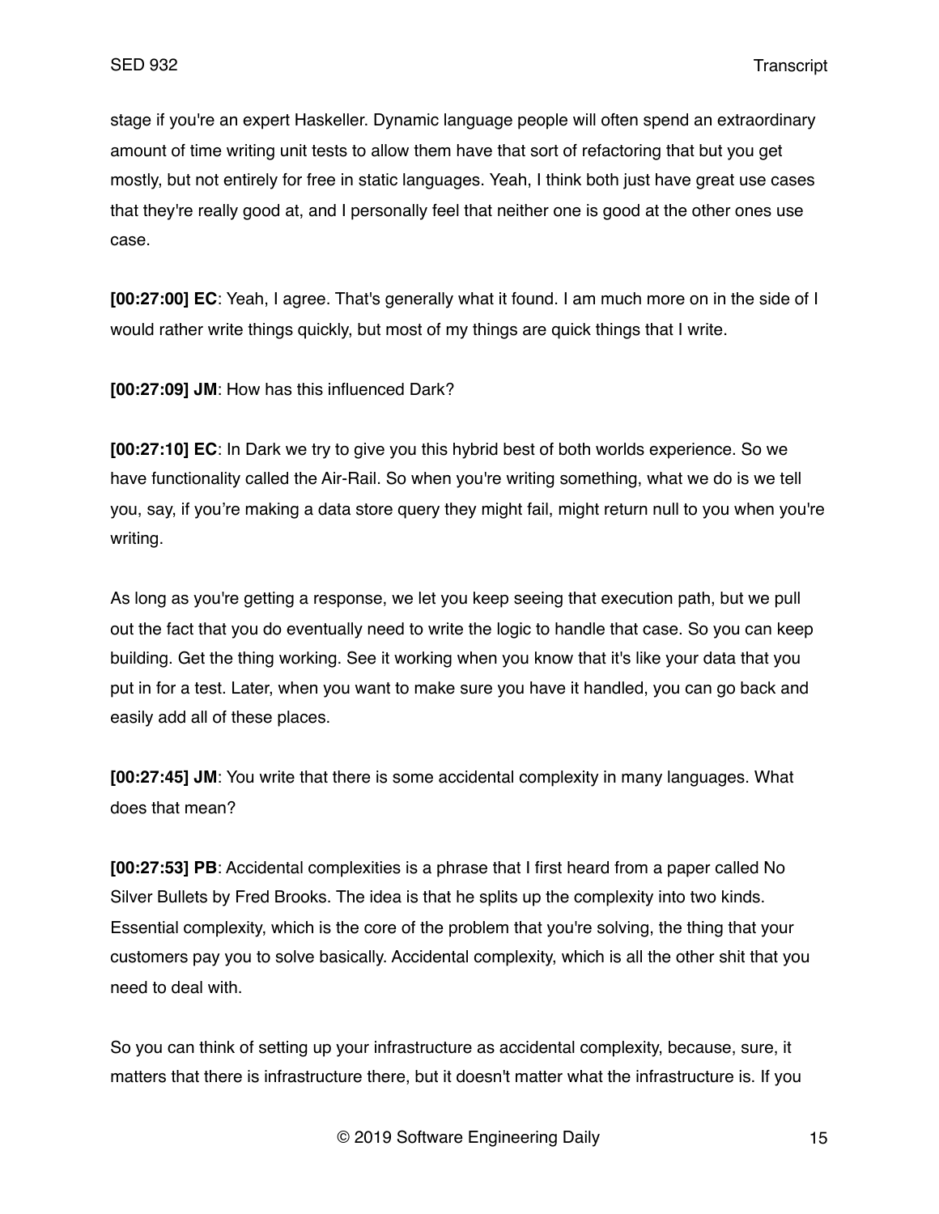stage if you're an expert Haskeller. Dynamic language people will often spend an extraordinary amount of time writing unit tests to allow them have that sort of refactoring that but you get mostly, but not entirely for free in static languages. Yeah, I think both just have great use cases that they're really good at, and I personally feel that neither one is good at the other ones use case.

**[00:27:00] EC**: Yeah, I agree. That's generally what it found. I am much more on in the side of I would rather write things quickly, but most of my things are quick things that I write.

**[00:27:09] JM**: How has this influenced Dark?

**[00:27:10] EC**: In Dark we try to give you this hybrid best of both worlds experience. So we have functionality called the Air-Rail. So when you're writing something, what we do is we tell you, say, if you're making a data store query they might fail, might return null to you when you're writing.

As long as you're getting a response, we let you keep seeing that execution path, but we pull out the fact that you do eventually need to write the logic to handle that case. So you can keep building. Get the thing working. See it working when you know that it's like your data that you put in for a test. Later, when you want to make sure you have it handled, you can go back and easily add all of these places.

**[00:27:45] JM**: You write that there is some accidental complexity in many languages. What does that mean?

**[00:27:53] PB**: Accidental complexities is a phrase that I first heard from a paper called No Silver Bullets by Fred Brooks. The idea is that he splits up the complexity into two kinds. Essential complexity, which is the core of the problem that you're solving, the thing that your customers pay you to solve basically. Accidental complexity, which is all the other shit that you need to deal with.

So you can think of setting up your infrastructure as accidental complexity, because, sure, it matters that there is infrastructure there, but it doesn't matter what the infrastructure is. If you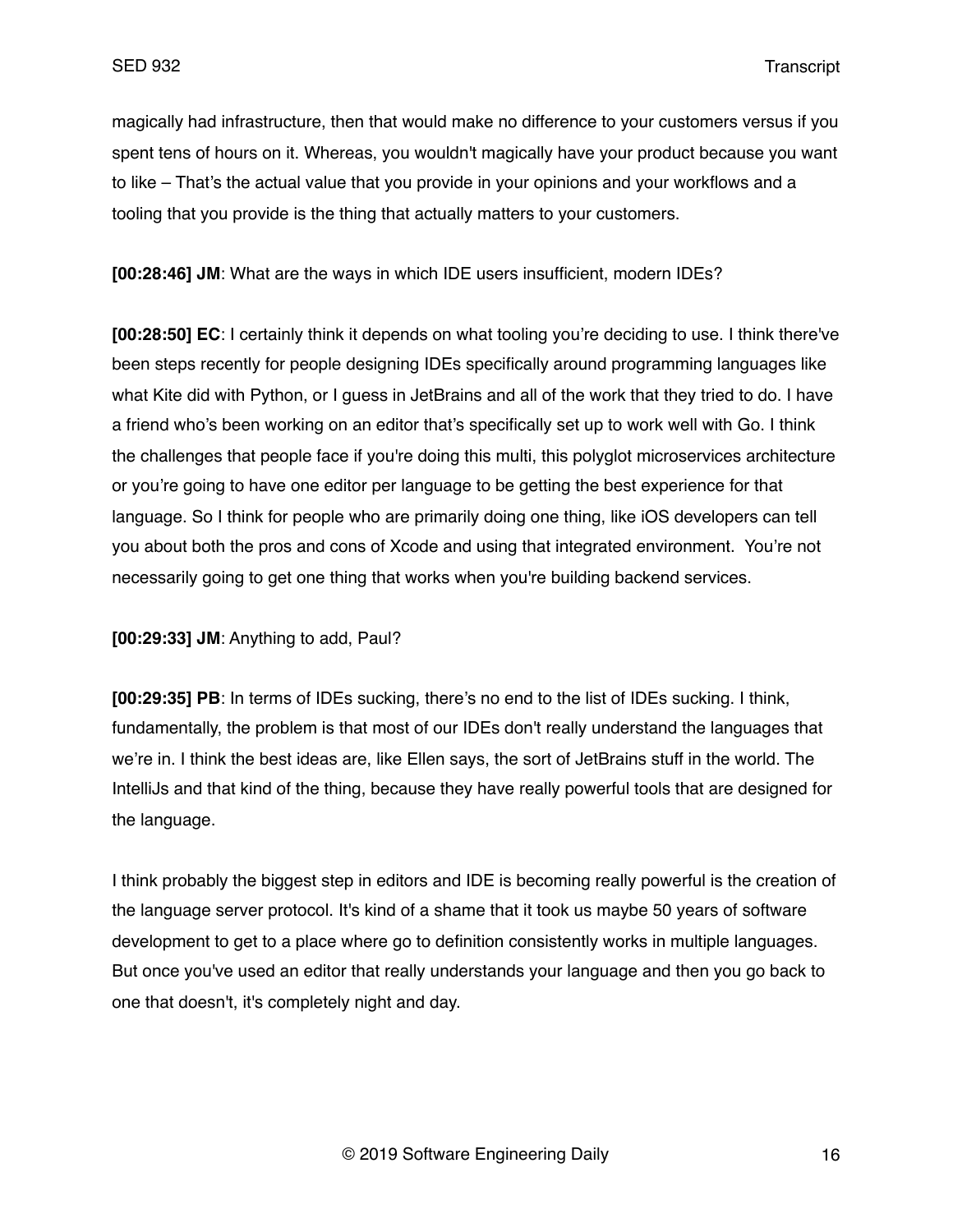magically had infrastructure, then that would make no difference to your customers versus if you spent tens of hours on it. Whereas, you wouldn't magically have your product because you want to like – That's the actual value that you provide in your opinions and your workflows and a tooling that you provide is the thing that actually matters to your customers.

**[00:28:46] JM**: What are the ways in which IDE users insufficient, modern IDEs?

**[00:28:50] EC**: I certainly think it depends on what tooling you're deciding to use. I think there've been steps recently for people designing IDEs specifically around programming languages like what Kite did with Python, or I guess in JetBrains and all of the work that they tried to do. I have a friend who's been working on an editor that's specifically set up to work well with Go. I think the challenges that people face if you're doing this multi, this polyglot microservices architecture or you're going to have one editor per language to be getting the best experience for that language. So I think for people who are primarily doing one thing, like iOS developers can tell you about both the pros and cons of Xcode and using that integrated environment. You're not necessarily going to get one thing that works when you're building backend services.

**[00:29:33] JM**: Anything to add, Paul?

**[00:29:35] PB**: In terms of IDEs sucking, there's no end to the list of IDEs sucking. I think, fundamentally, the problem is that most of our IDEs don't really understand the languages that we're in. I think the best ideas are, like Ellen says, the sort of JetBrains stuff in the world. The IntelliJs and that kind of the thing, because they have really powerful tools that are designed for the language.

I think probably the biggest step in editors and IDE is becoming really powerful is the creation of the language server protocol. It's kind of a shame that it took us maybe 50 years of software development to get to a place where go to definition consistently works in multiple languages. But once you've used an editor that really understands your language and then you go back to one that doesn't, it's completely night and day.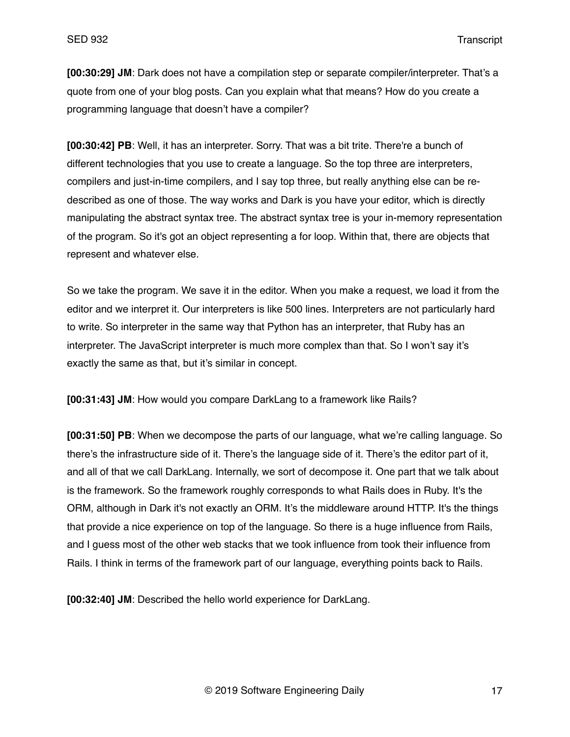**[00:30:29] JM**: Dark does not have a compilation step or separate compiler/interpreter. That's a quote from one of your blog posts. Can you explain what that means? How do you create a programming language that doesn't have a compiler?

**[00:30:42] PB**: Well, it has an interpreter. Sorry. That was a bit trite. There're a bunch of different technologies that you use to create a language. So the top three are interpreters, compilers and just-in-time compilers, and I say top three, but really anything else can be re-described as one of those. The way works and Dark is you have your editor, which is directly manipulating the abstract syntax tree. The abstract syntax tree is your in-memory representation of the program. So it's got an object representing a for loop. Within that, there are objects that represent and whatever else.

So we take the program. We save it in the editor. When you make a request, we load it from the editor and we interpret it. Our interpreters is like 500 lines. Interpreters are not particularly hard to write. So interpreter in the same way that Python has an interpreter, that Ruby has an interpreter. The JavaScript interpreter is much more complex than that. So I won't say it's exactly the same as that, but it's similar in concept.

**[00:31:43] JM**: How would you compare DarkLang to a framework like Rails?

**[00:31:50] PB**: When we decompose the parts of our language, what we're calling language. So there's the infrastructure side of it. There's the language side of it. There's the editor part of it, and all of that we call DarkLang. Internally, we sort of decompose it. One part that we talk about is the framework. So the framework roughly corresponds to what Rails does in Ruby. It's the ORM, although in Dark it's not exactly an ORM. It's the middleware around HTTP. It's the things that provide a nice experience on top of the language. So there is a huge influence from Rails, and I guess most of the other web stacks that we took influence from took their influence from Rails. I think in terms of the framework part of our language, everything points back to Rails.

**[00:32:40] JM**: Described the hello world experience for DarkLang.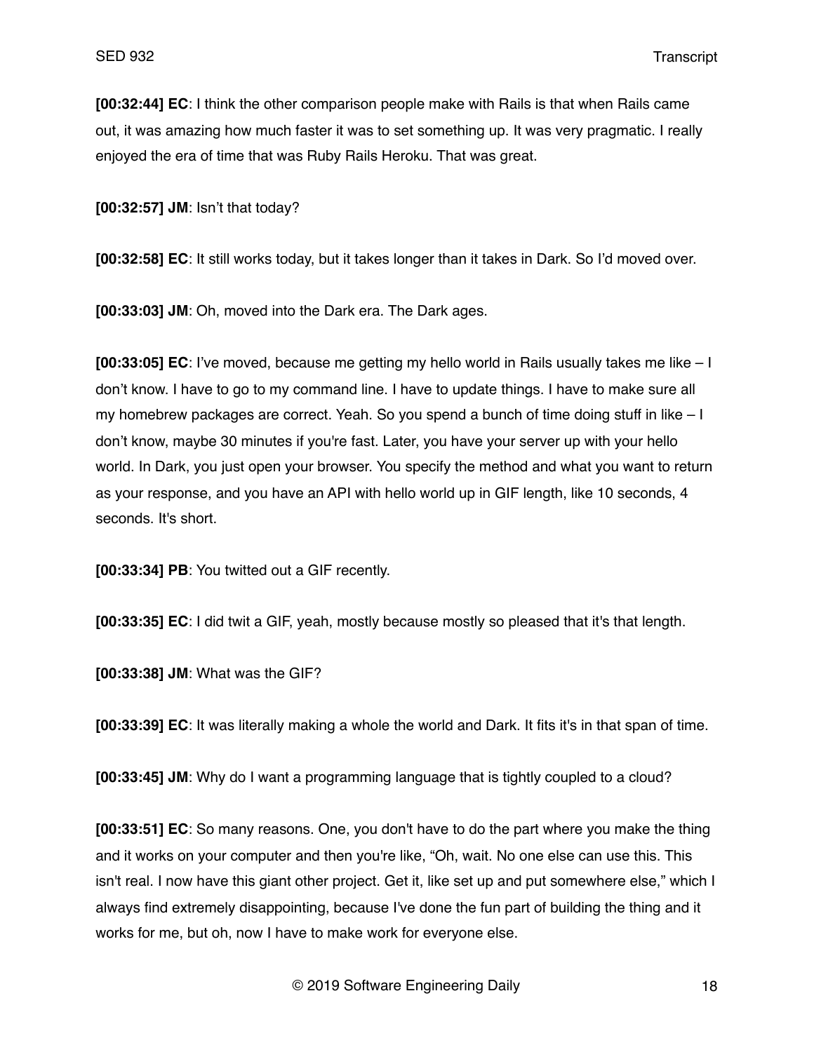**[00:32:44] EC**: I think the other comparison people make with Rails is that when Rails came out, it was amazing how much faster it was to set something up. It was very pragmatic. I really enjoyed the era of time that was Ruby Rails Heroku. That was great.

**[00:32:57] JM**: Isn't that today?

**[00:32:58] EC**: It still works today, but it takes longer than it takes in Dark. So I'd moved over.

**[00:33:03] JM**: Oh, moved into the Dark era. The Dark ages.

**[00:33:05] EC**: I've moved, because me getting my hello world in Rails usually takes me like – I don't know. I have to go to my command line. I have to update things. I have to make sure all my homebrew packages are correct. Yeah. So you spend a bunch of time doing stuff in like – I don't know, maybe 30 minutes if you're fast. Later, you have your server up with your hello world. In Dark, you just open your browser. You specify the method and what you want to return as your response, and you have an API with hello world up in GIF length, like 10 seconds, 4 seconds. It's short.

**[00:33:34] PB**: You twitted out a GIF recently.

**[00:33:35] EC**: I did twit a GIF, yeah, mostly because mostly so pleased that it's that length.

**[00:33:38] JM**: What was the GIF?

**[00:33:39] EC**: It was literally making a whole the world and Dark. It fits it's in that span of time.

**[00:33:45] JM**: Why do I want a programming language that is tightly coupled to a cloud?

**[00:33:51] EC**: So many reasons. One, you don't have to do the part where you make the thing and it works on your computer and then you're like, "Oh, wait. No one else can use this. This isn't real. I now have this giant other project. Get it, like set up and put somewhere else," which I always find extremely disappointing, because I've done the fun part of building the thing and it works for me, but oh, now I have to make work for everyone else.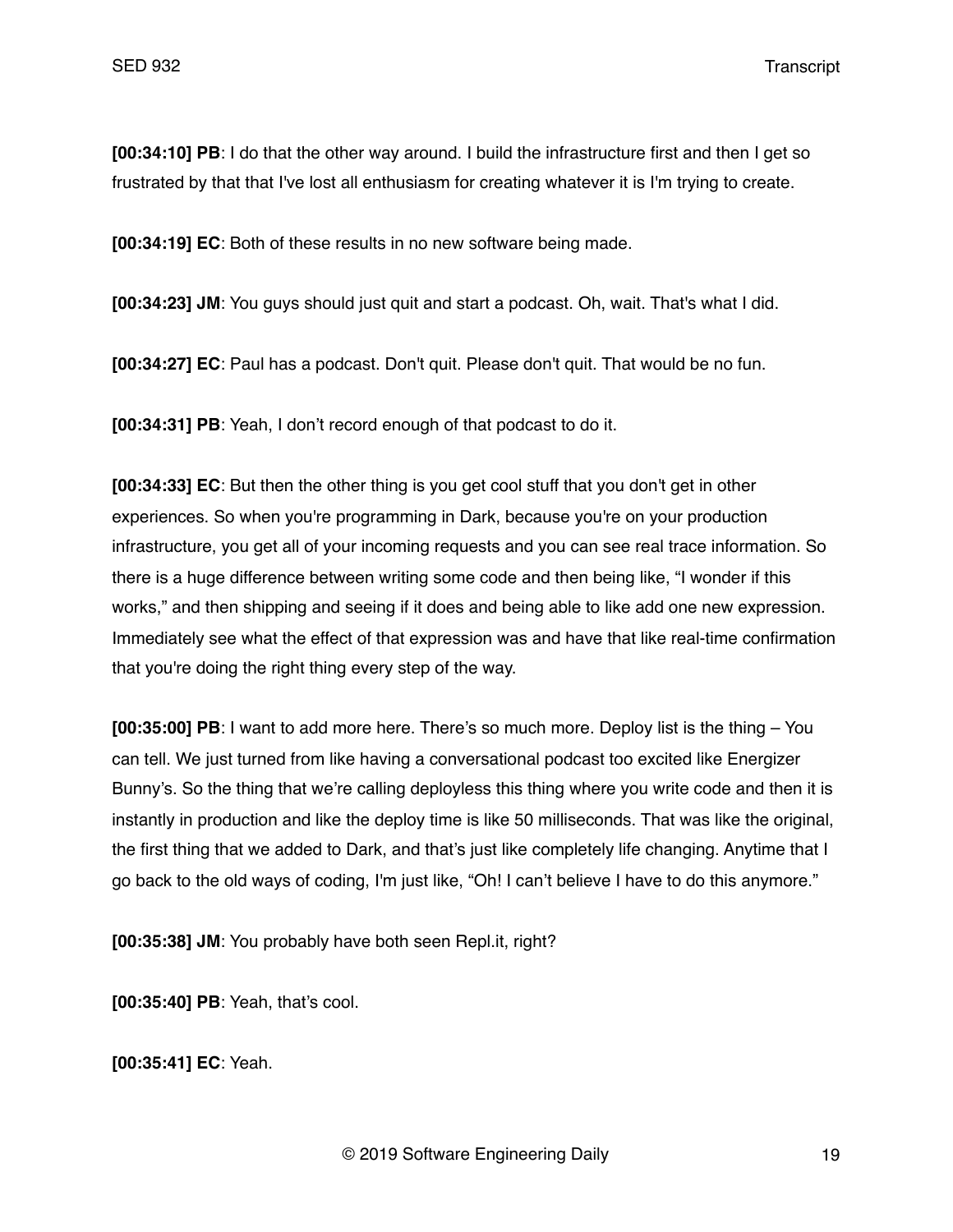**[00:34:10] PB**: I do that the other way around. I build the infrastructure first and then I get so frustrated by that that I've lost all enthusiasm for creating whatever it is I'm trying to create.

**[00:34:19] EC**: Both of these results in no new software being made.

**[00:34:23] JM**: You guys should just quit and start a podcast. Oh, wait. That's what I did.

**[00:34:27] EC**: Paul has a podcast. Don't quit. Please don't quit. That would be no fun.

**[00:34:31] PB**: Yeah, I don't record enough of that podcast to do it.

**[00:34:33] EC**: But then the other thing is you get cool stuff that you don't get in other experiences. So when you're programming in Dark, because you're on your production infrastructure, you get all of your incoming requests and you can see real trace information. So there is a huge difference between writing some code and then being like, "I wonder if this works," and then shipping and seeing if it does and being able to like add one new expression. Immediately see what the effect of that expression was and have that like real-time confirmation that you're doing the right thing every step of the way.

**[00:35:00] PB**: I want to add more here. There's so much more. Deploy list is the thing – You can tell. We just turned from like having a conversational podcast too excited like Energizer Bunny's. So the thing that we're calling deployless this thing where you write code and then it is instantly in production and like the deploy time is like 50 milliseconds. That was like the original, the first thing that we added to Dark, and that's just like completely life changing. Anytime that I go back to the old ways of coding, I'm just like, "Oh! I can't believe I have to do this anymore."

**[00:35:38] JM**: You probably have both seen Repl.it, right?

**[00:35:40] PB**: Yeah, that's cool.

**[00:35:41] EC**: Yeah.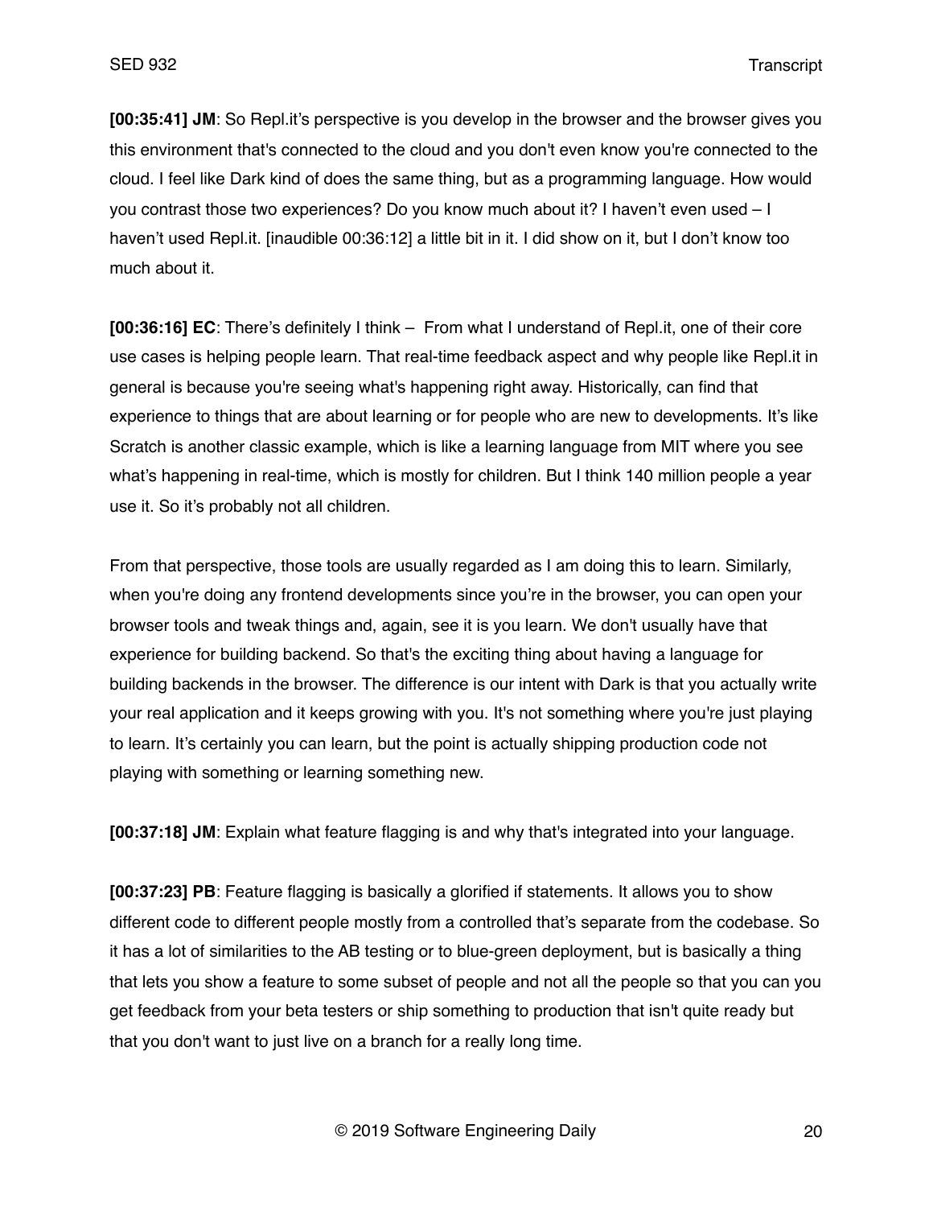**[00:35:41] JM**: So Repl.it's perspective is you develop in the browser and the browser gives you this environment that's connected to the cloud and you don't even know you're connected to the cloud. I feel like Dark kind of does the same thing, but as a programming language. How would you contrast those two experiences? Do you know much about it? I haven't even used – I haven't used Repl.it. [inaudible 00:36:12] a little bit in it. I did show on it, but I don't know too much about it.

**[00:36:16] EC**: There's definitely I think – From what I understand of Repl.it, one of their core use cases is helping people learn. That real-time feedback aspect and why people like Repl.it in general is because you're seeing what's happening right away. Historically, can find that experience to things that are about learning or for people who are new to developments. It's like Scratch is another classic example, which is like a learning language from MIT where you see what's happening in real-time, which is mostly for children. But I think 140 million people a year use it. So it's probably not all children.

From that perspective, those tools are usually regarded as I am doing this to learn. Similarly, when you're doing any frontend developments since you're in the browser, you can open your browser tools and tweak things and, again, see it is you learn. We don't usually have that experience for building backend. So that's the exciting thing about having a language for building backends in the browser. The difference is our intent with Dark is that you actually write your real application and it keeps growing with you. It's not something where you're just playing to learn. It's certainly you can learn, but the point is actually shipping production code not playing with something or learning something new.

**[00:37:18] JM**: Explain what feature flagging is and why that's integrated into your language.

**[00:37:23] PB**: Feature flagging is basically a glorified if statements. It allows you to show different code to different people mostly from a controlled that's separate from the codebase. So it has a lot of similarities to the AB testing or to blue-green deployment, but is basically a thing that lets you show a feature to some subset of people and not all the people so that you can you get feedback from your beta testers or ship something to production that isn't quite ready but that you don't want to just live on a branch for a really long time.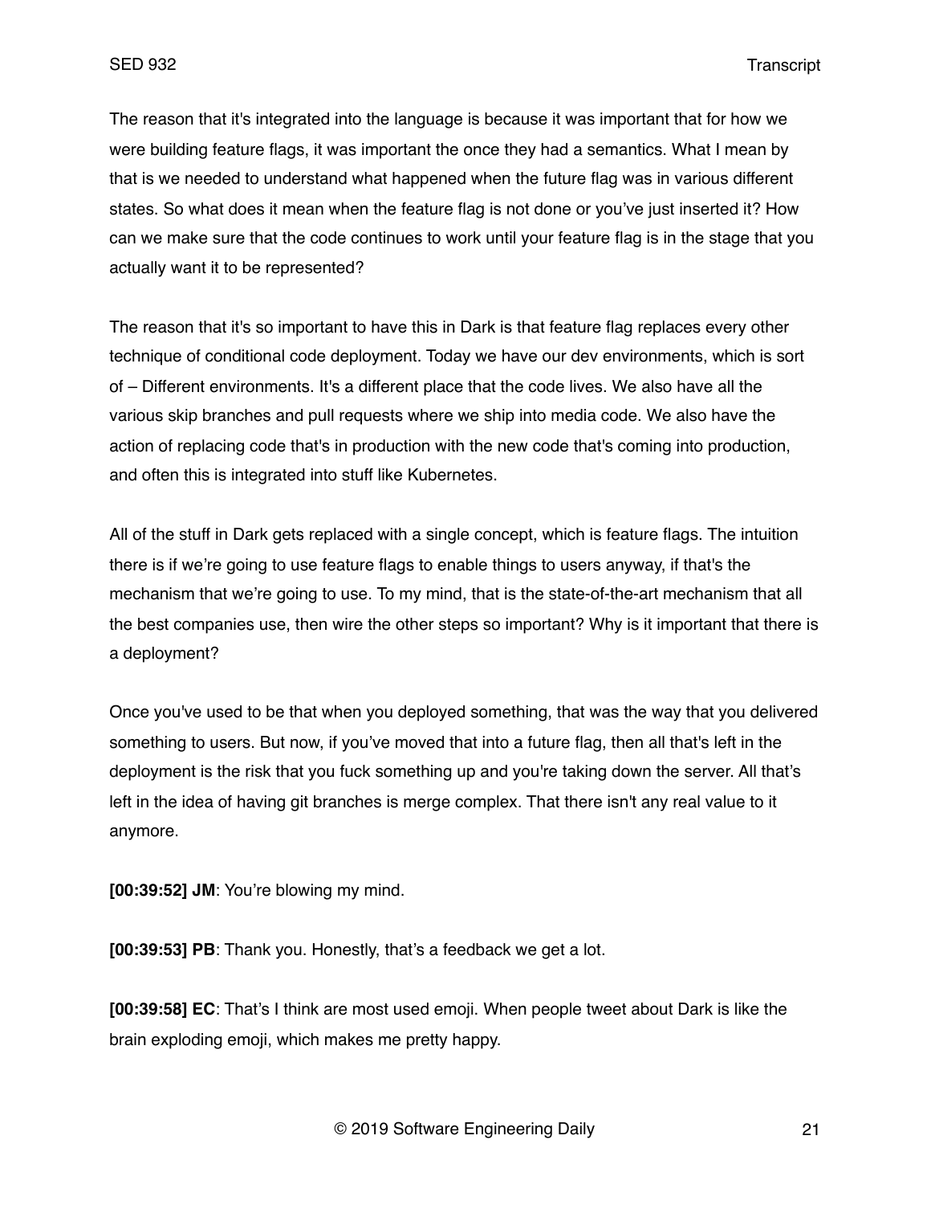The reason that it's integrated into the language is because it was important that for how we were building feature flags, it was important the once they had a semantics. What I mean by that is we needed to understand what happened when the future flag was in various different states. So what does it mean when the feature flag is not done or you've just inserted it? How can we make sure that the code continues to work until your feature flag is in the stage that you actually want it to be represented?

The reason that it's so important to have this in Dark is that feature flag replaces every other technique of conditional code deployment. Today we have our dev environments, which is sort of – Different environments. It's a different place that the code lives. We also have all the various skip branches and pull requests where we ship into media code. We also have the action of replacing code that's in production with the new code that's coming into production, and often this is integrated into stuff like Kubernetes.

All of the stuff in Dark gets replaced with a single concept, which is feature flags. The intuition there is if we're going to use feature flags to enable things to users anyway, if that's the mechanism that we're going to use. To my mind, that is the state-of-the-art mechanism that all the best companies use, then wire the other steps so important? Why is it important that there is a deployment?

Once you've used to be that when you deployed something, that was the way that you delivered something to users. But now, if you've moved that into a future flag, then all that's left in the deployment is the risk that you fuck something up and you're taking down the server. All that's left in the idea of having git branches is merge complex. That there isn't any real value to it anymore.

**[00:39:52] JM**: You're blowing my mind.

**[00:39:53] PB**: Thank you. Honestly, that's a feedback we get a lot.

**[00:39:58] EC**: That's I think are most used emoji. When people tweet about Dark is like the brain exploding emoji, which makes me pretty happy.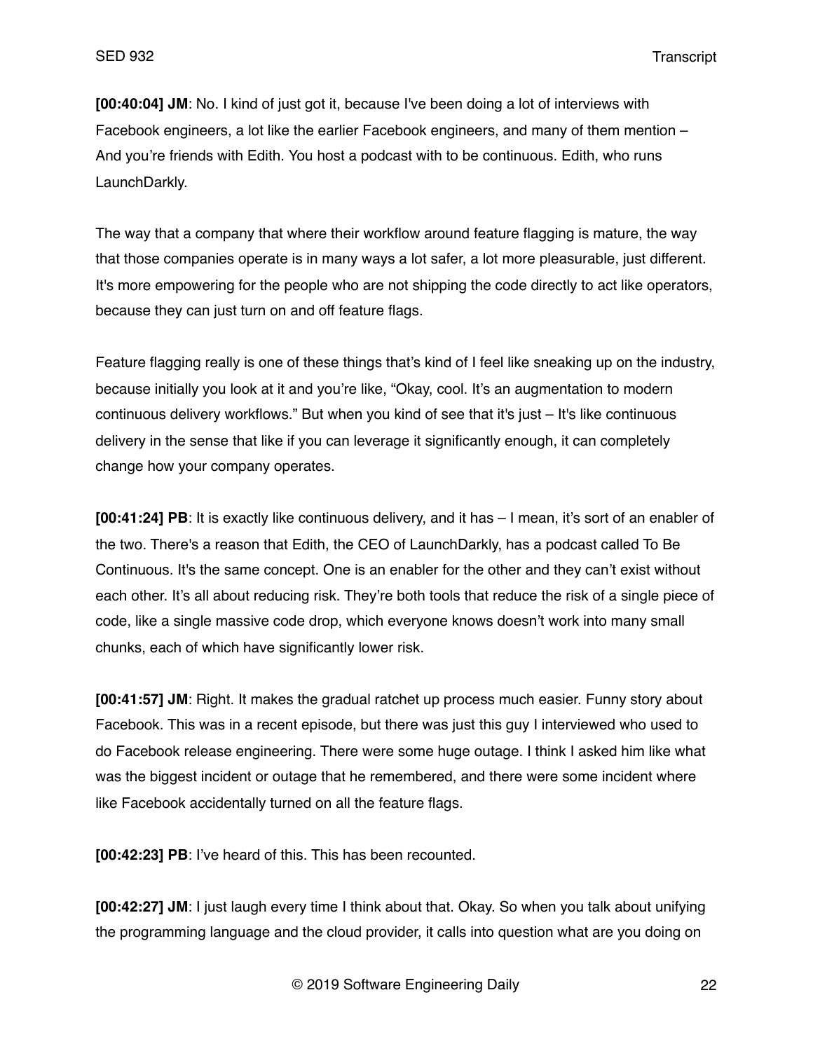**[00:40:04] JM**: No. I kind of just got it, because I've been doing a lot of interviews with Facebook engineers, a lot like the earlier Facebook engineers, and many of them mention – And you're friends with Edith. You host a podcast with to be continuous. Edith, who runs LaunchDarkly.

The way that a company that where their workflow around feature flagging is mature, the way that those companies operate is in many ways a lot safer, a lot more pleasurable, just different. It's more empowering for the people who are not shipping the code directly to act like operators, because they can just turn on and off feature flags.

Feature flagging really is one of these things that's kind of I feel like sneaking up on the industry, because initially you look at it and you're like, "Okay, cool. It's an augmentation to modern continuous delivery workflows." But when you kind of see that it's just – It's like continuous delivery in the sense that like if you can leverage it significantly enough, it can completely change how your company operates.

**[00:41:24] PB**: It is exactly like continuous delivery, and it has – I mean, it's sort of an enabler of the two. There's a reason that Edith, the CEO of LaunchDarkly, has a podcast called To Be Continuous. It's the same concept. One is an enabler for the other and they can't exist without each other. It's all about reducing risk. They're both tools that reduce the risk of a single piece of code, like a single massive code drop, which everyone knows doesn't work into many small chunks, each of which have significantly lower risk.

**[00:41:57] JM**: Right. It makes the gradual ratchet up process much easier. Funny story about Facebook. This was in a recent episode, but there was just this guy I interviewed who used to do Facebook release engineering. There were some huge outage. I think I asked him like what was the biggest incident or outage that he remembered, and there were some incident where like Facebook accidentally turned on all the feature flags.

**[00:42:23] PB**: I've heard of this. This has been recounted.

**[00:42:27] JM**: I just laugh every time I think about that. Okay. So when you talk about unifying the programming language and the cloud provider, it calls into question what are you doing on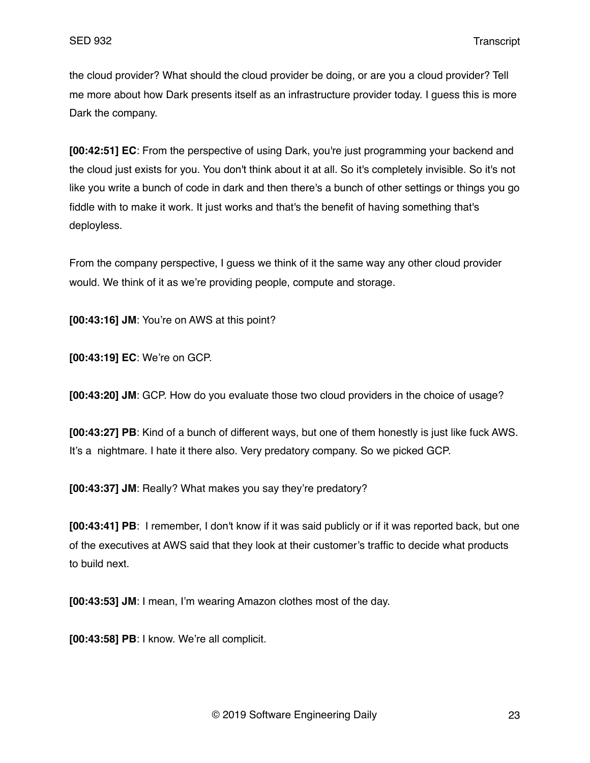the cloud provider? What should the cloud provider be doing, or are you a cloud provider? Tell me more about how Dark presents itself as an infrastructure provider today. I guess this is more Dark the company.

**[00:42:51] EC**: From the perspective of using Dark, you're just programming your backend and the cloud just exists for you. You don't think about it at all. So it's completely invisible. So it's not like you write a bunch of code in dark and then there's a bunch of other settings or things you go fiddle with to make it work. It just works and that's the benefit of having something that's deployless.

From the company perspective, I guess we think of it the same way any other cloud provider would. We think of it as we're providing people, compute and storage.

**[00:43:16] JM**: You're on AWS at this point?

**[00:43:19] EC**: We're on GCP.

**[00:43:20] JM**: GCP. How do you evaluate those two cloud providers in the choice of usage?

**[00:43:27] PB**: Kind of a bunch of different ways, but one of them honestly is just like fuck AWS. It's a nightmare. I hate it there also. Very predatory company. So we picked GCP.

**[00:43:37] JM**: Really? What makes you say they're predatory?

**[00:43:41] PB**: I remember, I don't know if it was said publicly or if it was reported back, but one of the executives at AWS said that they look at their customer's traffic to decide what products to build next.

**[00:43:53] JM**: I mean, I'm wearing Amazon clothes most of the day.

**[00:43:58] PB**: I know. We're all complicit.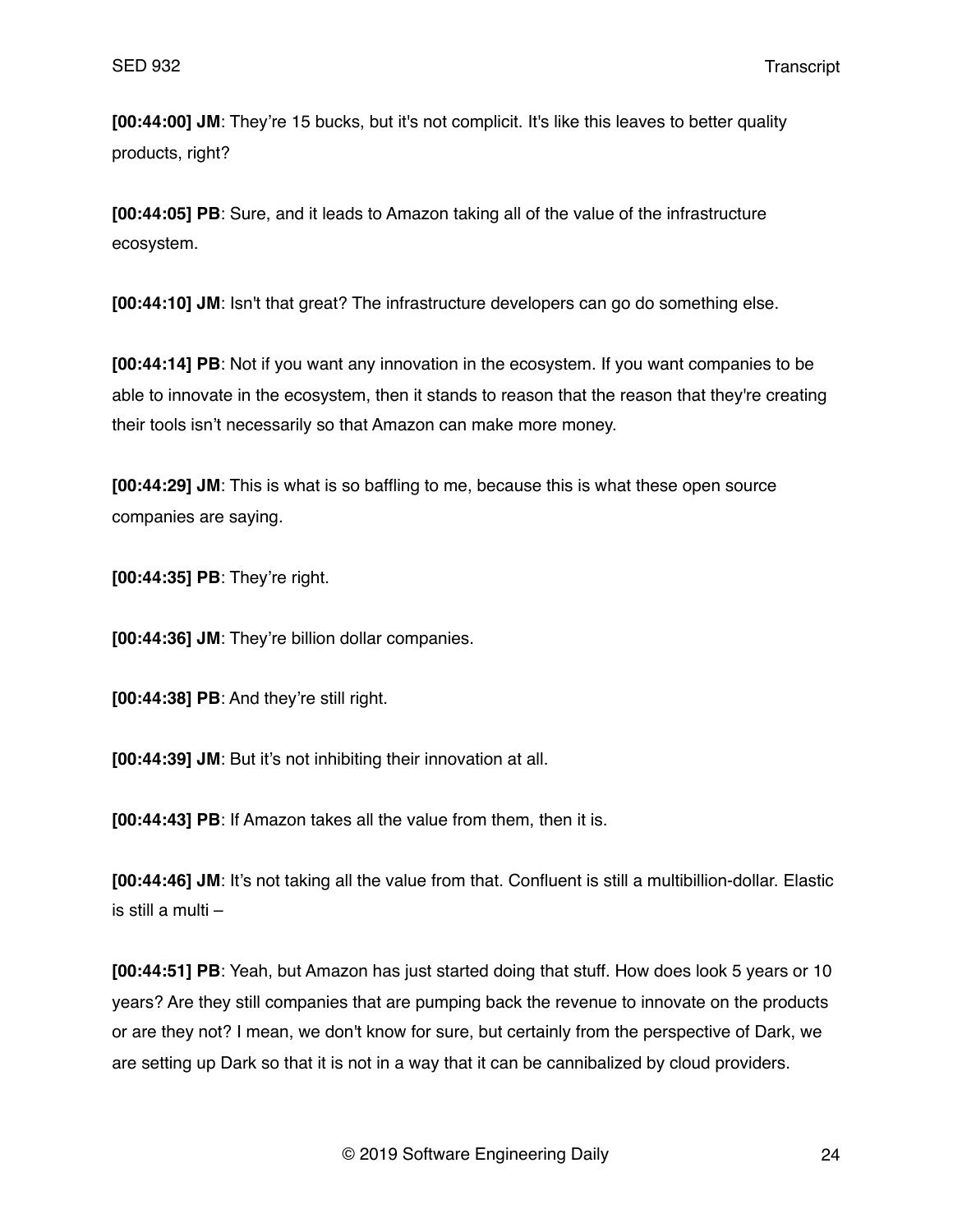**[00:44:00] JM**: They're 15 bucks, but it's not complicit. It's like this leaves to better quality products, right?

**[00:44:05] PB**: Sure, and it leads to Amazon taking all of the value of the infrastructure ecosystem.

**[00:44:10] JM**: Isn't that great? The infrastructure developers can go do something else.

**[00:44:14] PB**: Not if you want any innovation in the ecosystem. If you want companies to be able to innovate in the ecosystem, then it stands to reason that the reason that they're creating their tools isn't necessarily so that Amazon can make more money.

**[00:44:29] JM**: This is what is so baffling to me, because this is what these open source companies are saying.

**[00:44:35] PB**: They're right.

**[00:44:36] JM**: They're billion dollar companies.

**[00:44:38] PB**: And they're still right.

**[00:44:39] JM**: But it's not inhibiting their innovation at all.

**[00:44:43] PB**: If Amazon takes all the value from them, then it is.

**[00:44:46] JM**: It's not taking all the value from that. Confluent is still a multibillion-dollar. Elastic is still a multi –

**[00:44:51] PB**: Yeah, but Amazon has just started doing that stuff. How does look 5 years or 10 years? Are they still companies that are pumping back the revenue to innovate on the products or are they not? I mean, we don't know for sure, but certainly from the perspective of Dark, we are setting up Dark so that it is not in a way that it can be cannibalized by cloud providers.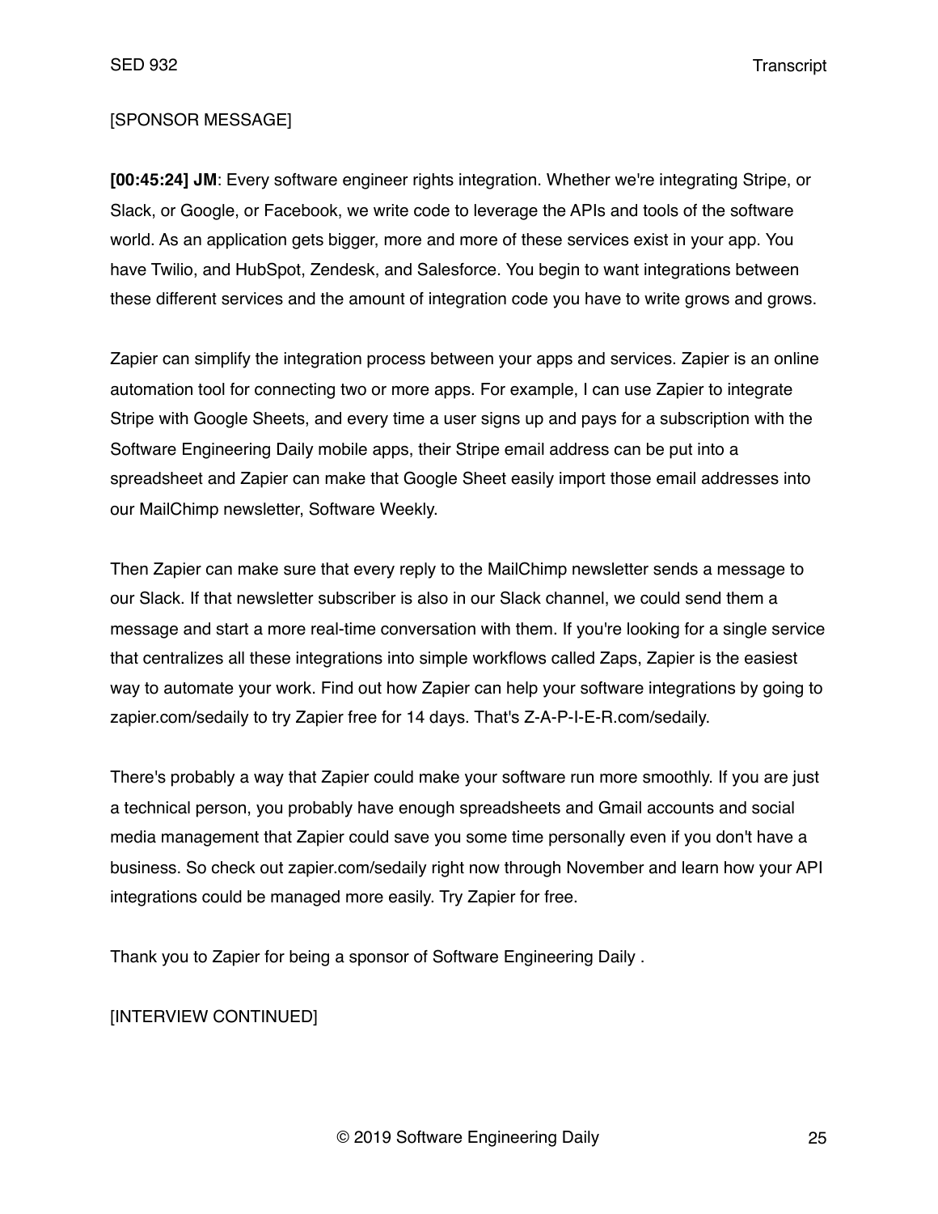[SPONSOR MESSAGE]

**[00:45:24] JM**: Every software engineer rights integration. Whether we're integrating Stripe, or Slack, or Google, or Facebook, we write code to leverage the APIs and tools of the software world. As an application gets bigger, more and more of these services exist in your app. You have Twilio, and HubSpot, Zendesk, and Salesforce. You begin to want integrations between these different services and the amount of integration code you have to write grows and grows.

Zapier can simplify the integration process between your apps and services. Zapier is an online automation tool for connecting two or more apps. For example, I can use Zapier to integrate Stripe with Google Sheets, and every time a user signs up and pays for a subscription with the Software Engineering Daily mobile apps, their Stripe email address can be put into a spreadsheet and Zapier can make that Google Sheet easily import those email addresses into our MailChimp newsletter, Software Weekly.

Then Zapier can make sure that every reply to the MailChimp newsletter sends a message to our Slack. If that newsletter subscriber is also in our Slack channel, we could send them a message and start a more real-time conversation with them. If you're looking for a single service that centralizes all these integrations into simple workflows called Zaps, Zapier is the easiest way to automate your work. Find out how Zapier can help your software integrations by going to zapier.com/sedaily to try Zapier free for 14 days. That's Z-A-P-I-E-R.com/sedaily.

There's probably a way that Zapier could make your software run more smoothly. If you are just a technical person, you probably have enough spreadsheets and Gmail accounts and social media management that Zapier could save you some time personally even if you don't have a business. So check out zapier.com/sedaily right now through November and learn how your API integrations could be managed more easily. Try Zapier for free.

Thank you to Zapier for being a sponsor of Software Engineering Daily .

[INTERVIEW CONTINUED]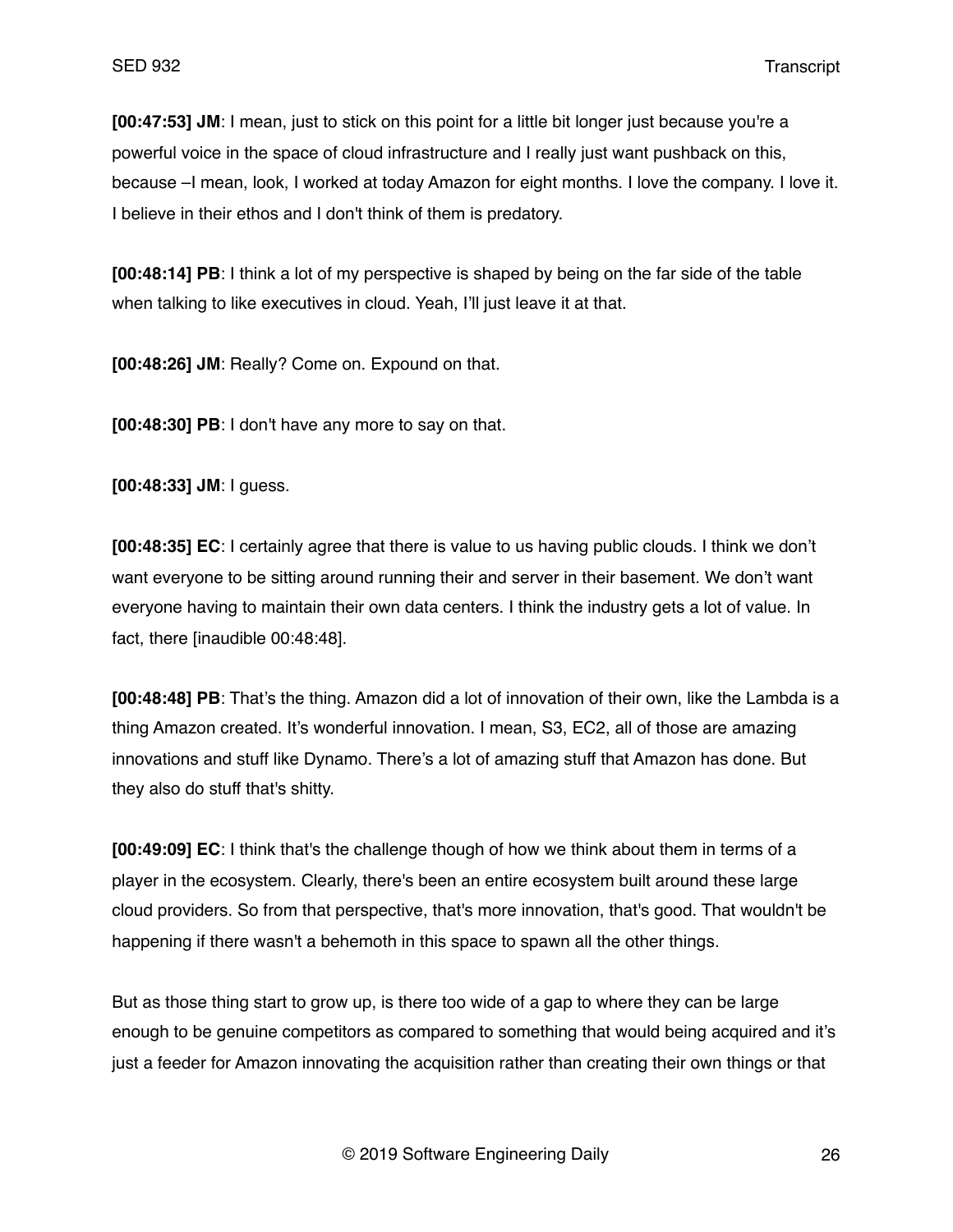**[00:47:53] JM**: I mean, just to stick on this point for a little bit longer just because you're a powerful voice in the space of cloud infrastructure and I really just want pushback on this, because –I mean, look, I worked at today Amazon for eight months. I love the company. I love it. I believe in their ethos and I don't think of them is predatory.

**[00:48:14] PB**: I think a lot of my perspective is shaped by being on the far side of the table when talking to like executives in cloud. Yeah, I'll just leave it at that.

**[00:48:26] JM**: Really? Come on. Expound on that.

**[00:48:30] PB**: I don't have any more to say on that.

**[00:48:33] JM**: I guess.

**[00:48:35] EC**: I certainly agree that there is value to us having public clouds. I think we don't want everyone to be sitting around running their and server in their basement. We don't want everyone having to maintain their own data centers. I think the industry gets a lot of value. In fact, there [inaudible 00:48:48].

**[00:48:48] PB**: That's the thing. Amazon did a lot of innovation of their own, like the Lambda is a thing Amazon created. It's wonderful innovation. I mean, S3, EC2, all of those are amazing innovations and stuff like Dynamo. There's a lot of amazing stuff that Amazon has done. But they also do stuff that's shitty.

**[00:49:09] EC**: I think that's the challenge though of how we think about them in terms of a player in the ecosystem. Clearly, there's been an entire ecosystem built around these large cloud providers. So from that perspective, that's more innovation, that's good. That wouldn't be happening if there wasn't a behemoth in this space to spawn all the other things.

But as those thing start to grow up, is there too wide of a gap to where they can be large enough to be genuine competitors as compared to something that would being acquired and it's just a feeder for Amazon innovating the acquisition rather than creating their own things or that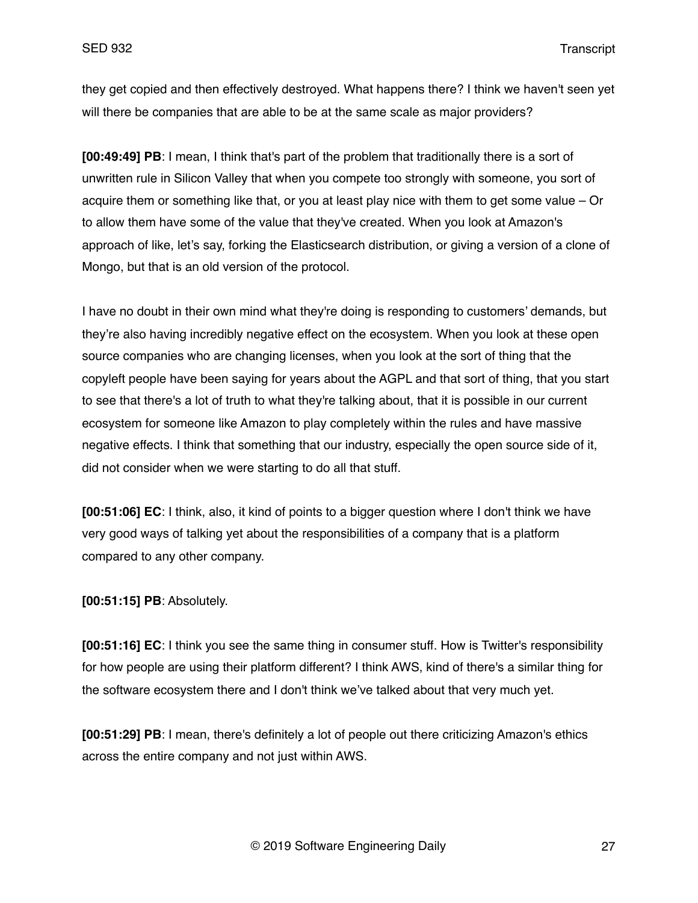they get copied and then effectively destroyed. What happens there? I think we haven't seen yet will there be companies that are able to be at the same scale as major providers?

**[00:49:49] PB**: I mean, I think that's part of the problem that traditionally there is a sort of unwritten rule in Silicon Valley that when you compete too strongly with someone, you sort of acquire them or something like that, or you at least play nice with them to get some value – Or to allow them have some of the value that they've created. When you look at Amazon's approach of like, let’s say, forking the Elasticsearch distribution, or giving a version of a clone of Mongo, but that is an old version of the protocol.

I have no doubt in their own mind what they're doing is responding to customers’ demands, but they’re also having incredibly negative effect on the ecosystem. When you look at these open source companies who are changing licenses, when you look at the sort of thing that the copyleft people have been saying for years about the AGPL and that sort of thing, that you start to see that there's a lot of truth to what they're talking about, that it is possible in our current ecosystem for someone like Amazon to play completely within the rules and have massive negative effects. I think that something that our industry, especially the open source side of it, did not consider when we were starting to do all that stuff.

**[00:51:06] EC**: I think, also, it kind of points to a bigger question where I don't think we have very good ways of talking yet about the responsibilities of a company that is a platform compared to any other company.

**[00:51:15] PB**: Absolutely.

**[00:51:16] EC**: I think you see the same thing in consumer stuff. How is Twitter's responsibility for how people are using their platform different? I think AWS, kind of there's a similar thing for the software ecosystem there and I don't think we’ve talked about that very much yet.

**[00:51:29] PB**: I mean, there's definitely a lot of people out there criticizing Amazon's ethics across the entire company and not just within AWS.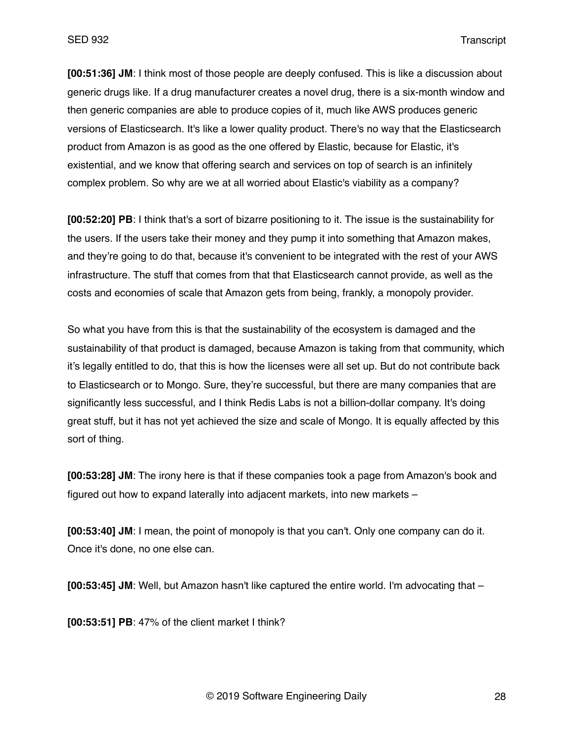**[00:51:36] JM**: I think most of those people are deeply confused. This is like a discussion about generic drugs like. If a drug manufacturer creates a novel drug, there is a six-month window and then generic companies are able to produce copies of it, much like AWS produces generic versions of Elasticsearch. It's like a lower quality product. There's no way that the Elasticsearch product from Amazon is as good as the one offered by Elastic, because for Elastic, it's existential, and we know that offering search and services on top of search is an infinitely complex problem. So why are we at all worried about Elastic's viability as a company?

**[00:52:20] PB**: I think that's a sort of bizarre positioning to it. The issue is the sustainability for the users. If the users take their money and they pump it into something that Amazon makes, and they're going to do that, because it's convenient to be integrated with the rest of your AWS infrastructure. The stuff that comes from that that Elasticsearch cannot provide, as well as the costs and economies of scale that Amazon gets from being, frankly, a monopoly provider.

So what you have from this is that the sustainability of the ecosystem is damaged and the sustainability of that product is damaged, because Amazon is taking from that community, which it's legally entitled to do, that this is how the licenses were all set up. But do not contribute back to Elasticsearch or to Mongo. Sure, they're successful, but there are many companies that are significantly less successful, and I think Redis Labs is not a billion-dollar company. It's doing great stuff, but it has not yet achieved the size and scale of Mongo. It is equally affected by this sort of thing.

**[00:53:28] JM**: The irony here is that if these companies took a page from Amazon's book and figured out how to expand laterally into adjacent markets, into new markets –

**[00:53:40] JM**: I mean, the point of monopoly is that you can't. Only one company can do it. Once it's done, no one else can.

**[00:53:45] JM**: Well, but Amazon hasn't like captured the entire world. I'm advocating that –

**[00:53:51] PB**: 47% of the client market I think?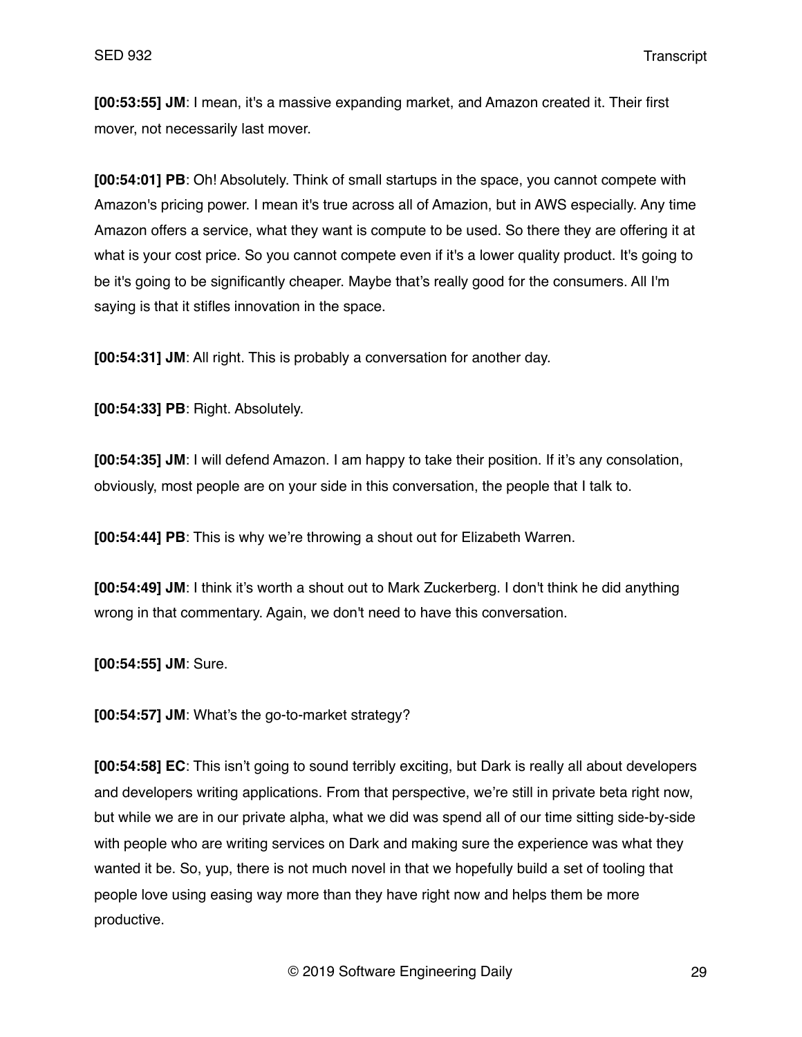**[00:53:55] JM**: I mean, it's a massive expanding market, and Amazon created it. Their first mover, not necessarily last mover.

**[00:54:01] PB**: Oh! Absolutely. Think of small startups in the space, you cannot compete with Amazon's pricing power. I mean it's true across all of Amazion, but in AWS especially. Any time Amazon offers a service, what they want is compute to be used. So there they are offering it at what is your cost price. So you cannot compete even if it's a lower quality product. It's going to be it's going to be significantly cheaper. Maybe that's really good for the consumers. All I'm saying is that it stifles innovation in the space.

**[00:54:31] JM**: All right. This is probably a conversation for another day.

**[00:54:33] PB**: Right. Absolutely.

**[00:54:35] JM**: I will defend Amazon. I am happy to take their position. If it's any consolation, obviously, most people are on your side in this conversation, the people that I talk to.

**[00:54:44] PB**: This is why we're throwing a shout out for Elizabeth Warren.

**[00:54:49] JM**: I think it's worth a shout out to Mark Zuckerberg. I don't think he did anything wrong in that commentary. Again, we don't need to have this conversation.

**[00:54:55] JM**: Sure.

**[00:54:57] JM**: What's the go-to-market strategy?

**[00:54:58] EC**: This isn't going to sound terribly exciting, but Dark is really all about developers and developers writing applications. From that perspective, we're still in private beta right now, but while we are in our private alpha, what we did was spend all of our time sitting side-by-side with people who are writing services on Dark and making sure the experience was what they wanted it be. So, yup, there is not much novel in that we hopefully build a set of tooling that people love using easing way more than they have right now and helps them be more productive.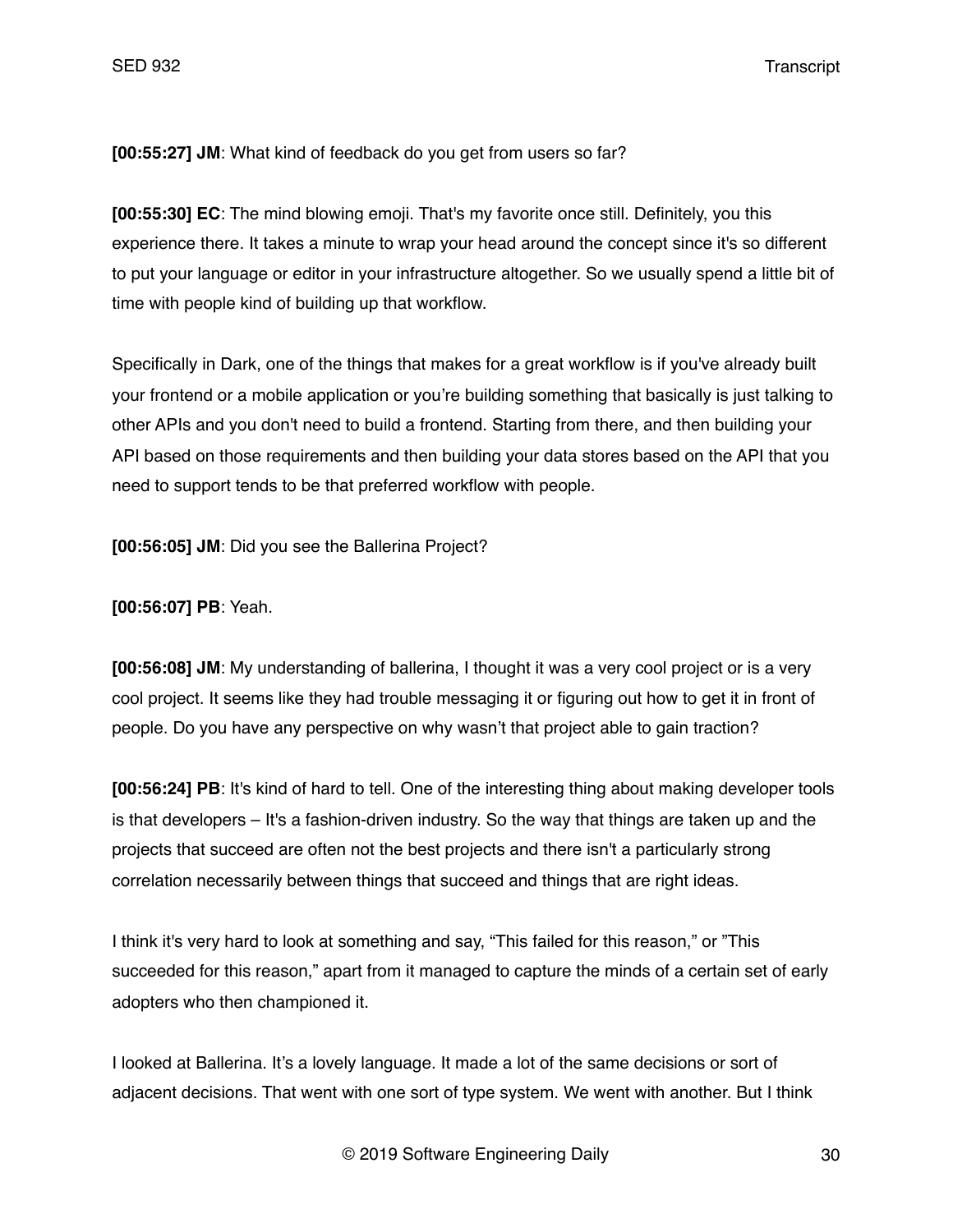**[00:55:27] JM**: What kind of feedback do you get from users so far?

**[00:55:30] EC**: The mind blowing emoji. That's my favorite once still. Definitely, you this experience there. It takes a minute to wrap your head around the concept since it's so different to put your language or editor in your infrastructure altogether. So we usually spend a little bit of time with people kind of building up that workflow.

Specifically in Dark, one of the things that makes for a great workflow is if you've already built your frontend or a mobile application or you're building something that basically is just talking to other APIs and you don't need to build a frontend. Starting from there, and then building your API based on those requirements and then building your data stores based on the API that you need to support tends to be that preferred workflow with people.

**[00:56:05] JM**: Did you see the Ballerina Project?

**[00:56:07] PB**: Yeah.

**[00:56:08] JM**: My understanding of ballerina, I thought it was a very cool project or is a very cool project. It seems like they had trouble messaging it or figuring out how to get it in front of people. Do you have any perspective on why wasn't that project able to gain traction?

**[00:56:24] PB**: It's kind of hard to tell. One of the interesting thing about making developer tools is that developers – It's a fashion-driven industry. So the way that things are taken up and the projects that succeed are often not the best projects and there isn't a particularly strong correlation necessarily between things that succeed and things that are right ideas.

I think it's very hard to look at something and say, "This failed for this reason," or "This succeeded for this reason," apart from it managed to capture the minds of a certain set of early adopters who then championed it.

I looked at Ballerina. It's a lovely language. It made a lot of the same decisions or sort of adjacent decisions. That went with one sort of type system. We went with another. But I think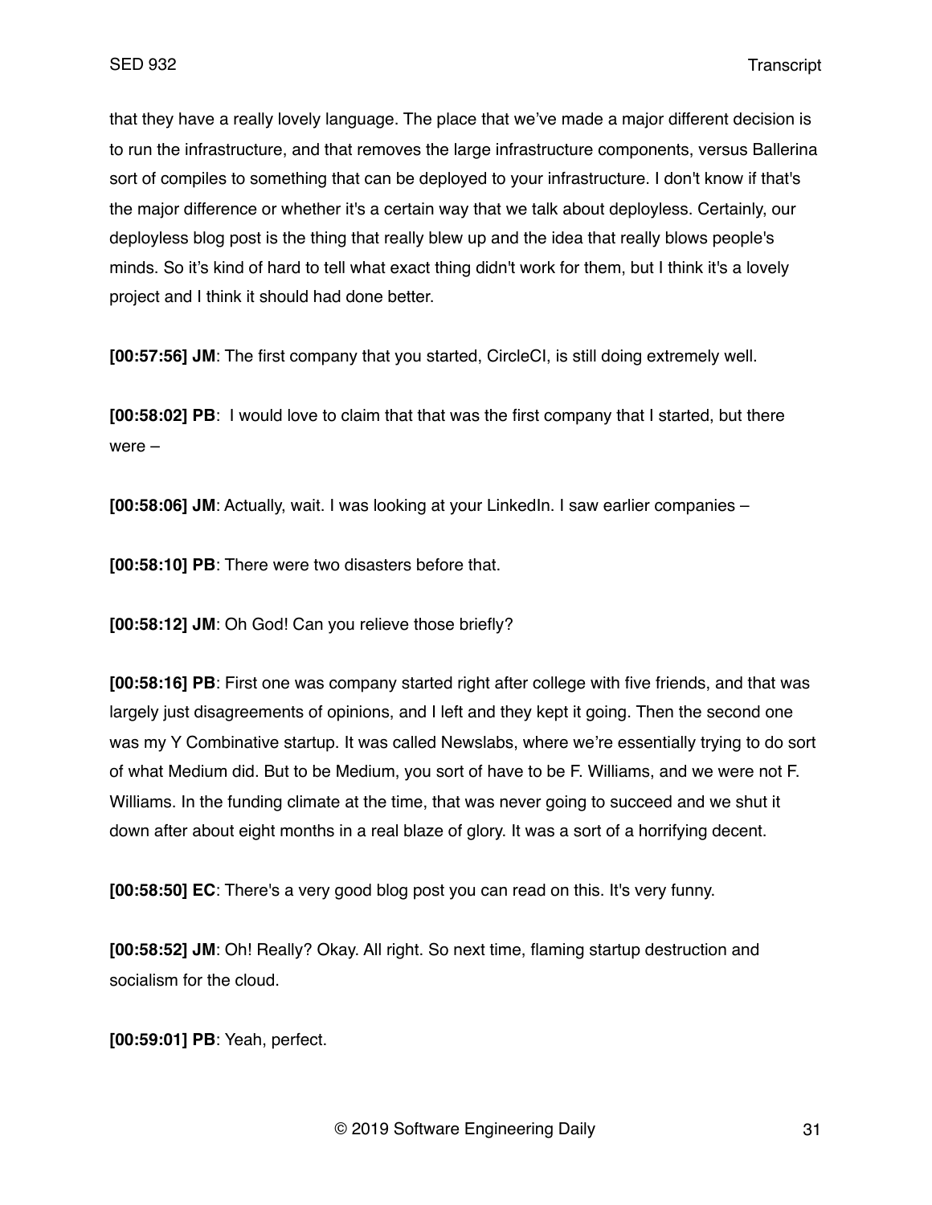that they have a really lovely language. The place that we've made a major different decision is to run the infrastructure, and that removes the large infrastructure components, versus Ballerina sort of compiles to something that can be deployed to your infrastructure. I don't know if that's the major difference or whether it's a certain way that we talk about deployless. Certainly, our deployless blog post is the thing that really blew up and the idea that really blows people's minds. So it's kind of hard to tell what exact thing didn't work for them, but I think it's a lovely project and I think it should had done better.

**[00:57:56] JM**: The first company that you started, CircleCI, is still doing extremely well.

**[00:58:02] PB**: I would love to claim that that was the first company that I started, but there were –

**[00:58:06] JM**: Actually, wait. I was looking at your LinkedIn. I saw earlier companies –

**[00:58:10] PB**: There were two disasters before that.

**[00:58:12] JM**: Oh God! Can you relieve those briefly?

**[00:58:16] PB**: First one was company started right after college with five friends, and that was largely just disagreements of opinions, and I left and they kept it going. Then the second one was my Y Combinative startup. It was called Newslabs, where we're essentially trying to do sort of what Medium did. But to be Medium, you sort of have to be F. Williams, and we were not F. Williams. In the funding climate at the time, that was never going to succeed and we shut it down after about eight months in a real blaze of glory. It was a sort of a horrifying decent.

**[00:58:50] EC**: There's a very good blog post you can read on this. It's very funny.

**[00:58:52] JM**: Oh! Really? Okay. All right. So next time, flaming startup destruction and socialism for the cloud.

**[00:59:01] PB**: Yeah, perfect.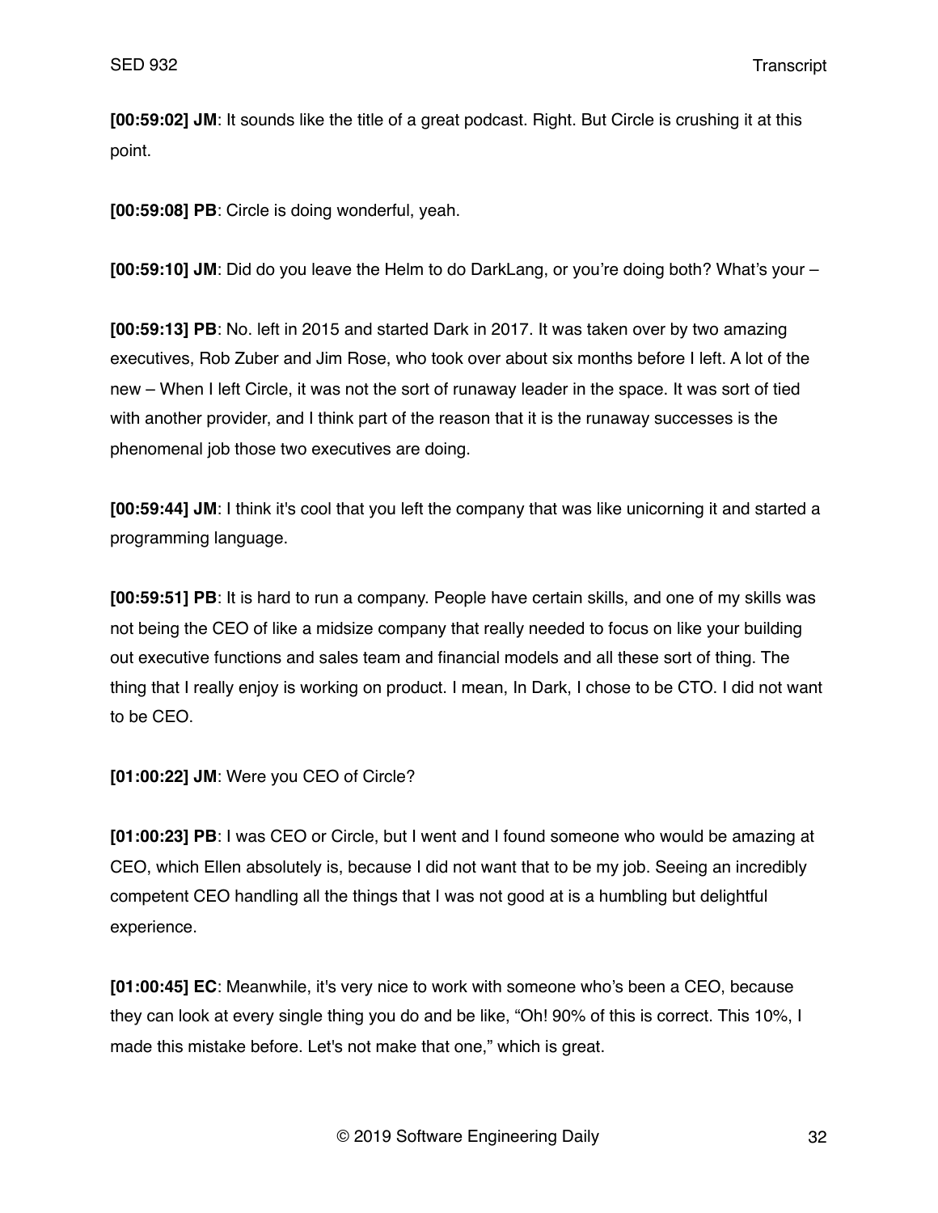**[00:59:02] JM**: It sounds like the title of a great podcast. Right. But Circle is crushing it at this point.

**[00:59:08] PB**: Circle is doing wonderful, yeah.

**[00:59:10] JM**: Did do you leave the Helm to do DarkLang, or you're doing both? What's your –

**[00:59:13] PB**: No. left in 2015 and started Dark in 2017. It was taken over by two amazing executives, Rob Zuber and Jim Rose, who took over about six months before I left. A lot of the new – When I left Circle, it was not the sort of runaway leader in the space. It was sort of tied with another provider, and I think part of the reason that it is the runaway successes is the phenomenal job those two executives are doing.

**[00:59:44] JM**: I think it's cool that you left the company that was like unicorning it and started a programming language.

**[00:59:51] PB**: It is hard to run a company. People have certain skills, and one of my skills was not being the CEO of like a midsize company that really needed to focus on like your building out executive functions and sales team and financial models and all these sort of thing. The thing that I really enjoy is working on product. I mean, In Dark, I chose to be CTO. I did not want to be CEO.

**[01:00:22] JM**: Were you CEO of Circle?

**[01:00:23] PB**: I was CEO or Circle, but I went and I found someone who would be amazing at CEO, which Ellen absolutely is, because I did not want that to be my job. Seeing an incredibly competent CEO handling all the things that I was not good at is a humbling but delightful experience.

**[01:00:45] EC**: Meanwhile, it's very nice to work with someone who's been a CEO, because they can look at every single thing you do and be like, "Oh! 90% of this is correct. This 10%, I made this mistake before. Let's not make that one," which is great.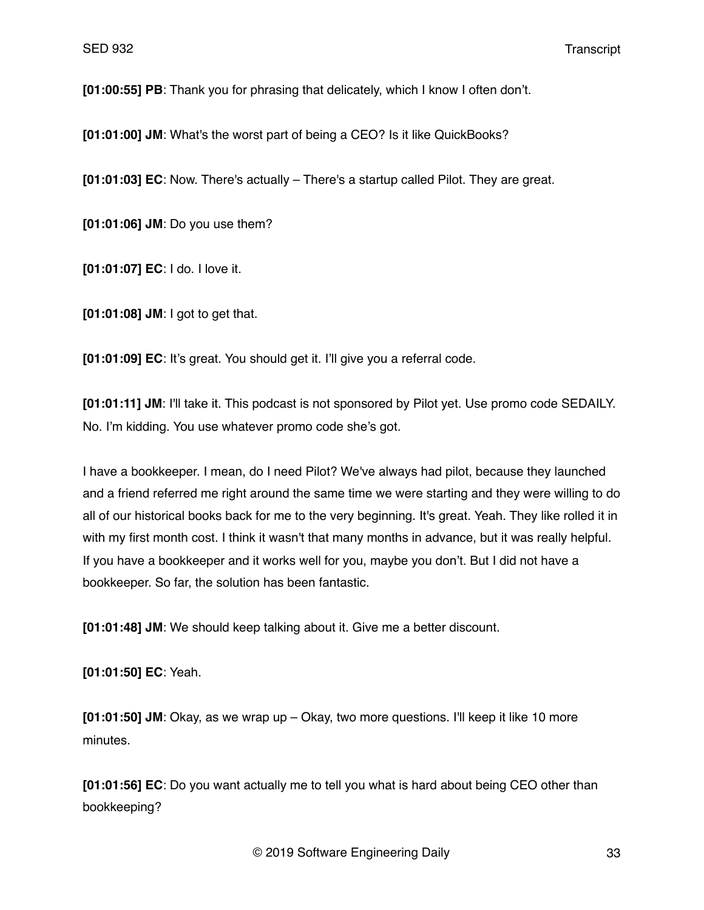**[01:00:55] PB**: Thank you for phrasing that delicately, which I know I often don't.

**[01:01:00] JM**: What's the worst part of being a CEO? Is it like QuickBooks?

**[01:01:03] EC**: Now. There's actually – There's a startup called Pilot. They are great.

**[01:01:06] JM**: Do you use them?

**[01:01:07] EC**: I do. I love it.

**[01:01:08] JM**: I got to get that.

**[01:01:09] EC**: It's great. You should get it. I'll give you a referral code.

**[01:01:11] JM**: I'll take it. This podcast is not sponsored by Pilot yet. Use promo code SEDAILY. No. I'm kidding. You use whatever promo code she's got.

I have a bookkeeper. I mean, do I need Pilot? We've always had pilot, because they launched and a friend referred me right around the same time we were starting and they were willing to do all of our historical books back for me to the very beginning. It's great. Yeah. They like rolled it in with my first month cost. I think it wasn't that many months in advance, but it was really helpful. If you have a bookkeeper and it works well for you, maybe you don't. But I did not have a bookkeeper. So far, the solution has been fantastic.

**[01:01:48] JM**: We should keep talking about it. Give me a better discount.

**[01:01:50] EC**: Yeah.

**[01:01:50] JM**: Okay, as we wrap up – Okay, two more questions. I'll keep it like 10 more minutes.

**[01:01:56] EC**: Do you want actually me to tell you what is hard about being CEO other than bookkeeping?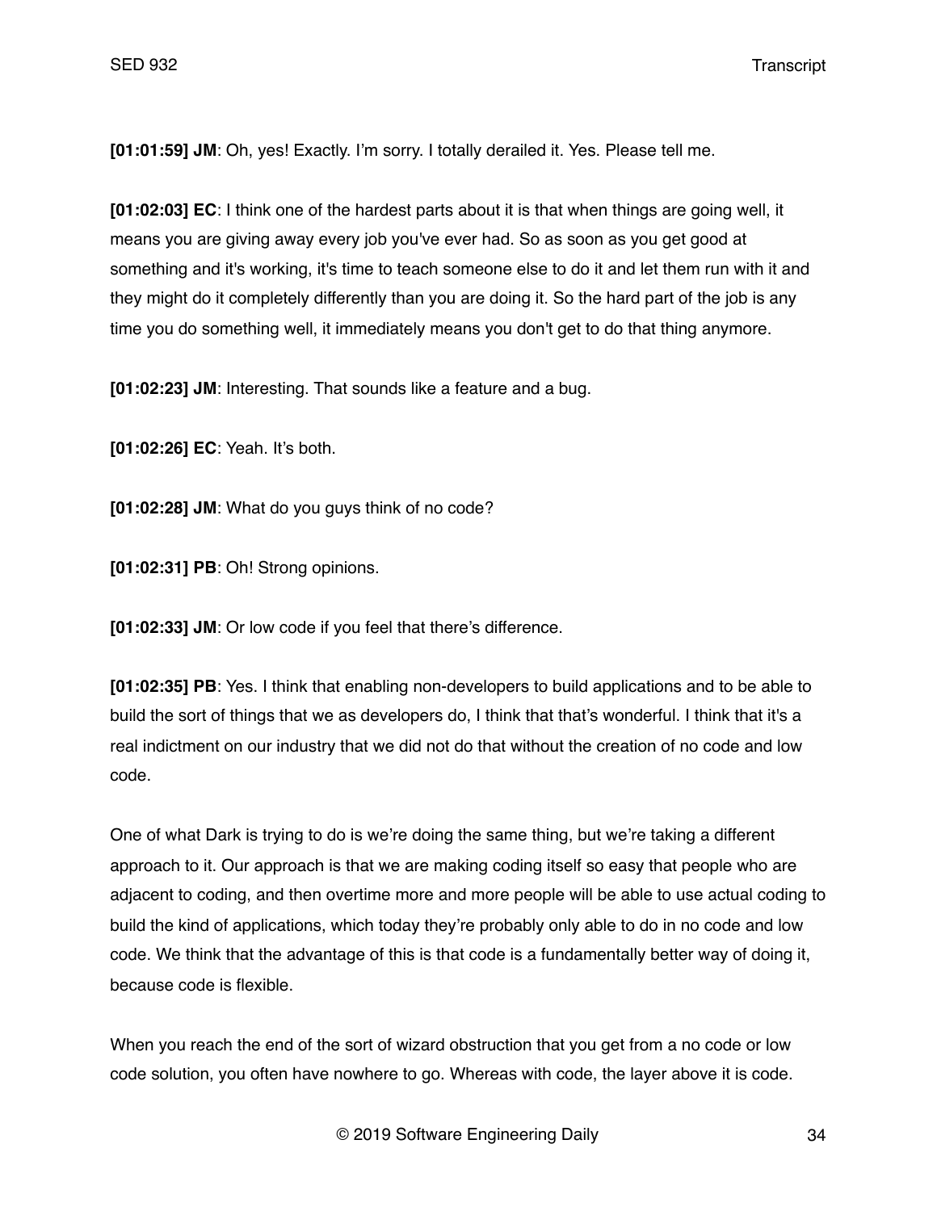**[01:01:59] JM**: Oh, yes! Exactly. I'm sorry. I totally derailed it. Yes. Please tell me.

**[01:02:03] EC**: I think one of the hardest parts about it is that when things are going well, it means you are giving away every job you've ever had. So as soon as you get good at something and it's working, it's time to teach someone else to do it and let them run with it and they might do it completely differently than you are doing it. So the hard part of the job is any time you do something well, it immediately means you don't get to do that thing anymore.

**[01:02:23] JM**: Interesting. That sounds like a feature and a bug.

**[01:02:26] EC**: Yeah. It's both.

**[01:02:28] JM**: What do you guys think of no code?

**[01:02:31] PB**: Oh! Strong opinions.

**[01:02:33] JM**: Or low code if you feel that there's difference.

**[01:02:35] PB**: Yes. I think that enabling non-developers to build applications and to be able to build the sort of things that we as developers do, I think that that's wonderful. I think that it's a real indictment on our industry that we did not do that without the creation of no code and low code.

One of what Dark is trying to do is we're doing the same thing, but we're taking a different approach to it. Our approach is that we are making coding itself so easy that people who are adjacent to coding, and then overtime more and more people will be able to use actual coding to build the kind of applications, which today they're probably only able to do in no code and low code. We think that the advantage of this is that code is a fundamentally better way of doing it, because code is flexible.

When you reach the end of the sort of wizard obstruction that you get from a no code or low code solution, you often have nowhere to go. Whereas with code, the layer above it is code.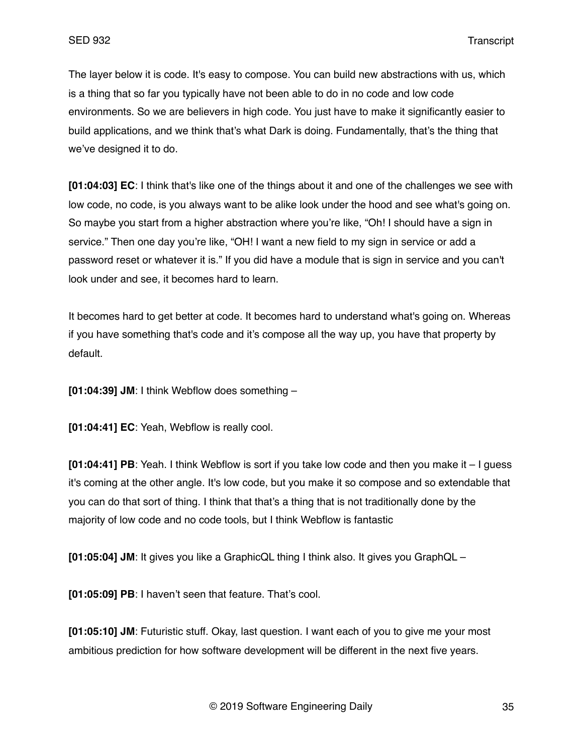The layer below it is code. It's easy to compose. You can build new abstractions with us, which is a thing that so far you typically have not been able to do in no code and low code environments. So we are believers in high code. You just have to make it significantly easier to build applications, and we think that's what Dark is doing. Fundamentally, that's the thing that we've designed it to do.

**[01:04:03] EC**: I think that's like one of the things about it and one of the challenges we see with low code, no code, is you always want to be alike look under the hood and see what's going on. So maybe you start from a higher abstraction where you're like, "Oh! I should have a sign in service." Then one day you're like, "OH! I want a new field to my sign in service or add a password reset or whatever it is." If you did have a module that is sign in service and you can't look under and see, it becomes hard to learn.

It becomes hard to get better at code. It becomes hard to understand what's going on. Whereas if you have something that's code and it's compose all the way up, you have that property by default.

**[01:04:39] JM**: I think Webflow does something –

**[01:04:41] EC**: Yeah, Webflow is really cool.

**[01:04:41] PB**: Yeah. I think Webflow is sort if you take low code and then you make it – I guess it's coming at the other angle. It's low code, but you make it so compose and so extendable that you can do that sort of thing. I think that that's a thing that is not traditionally done by the majority of low code and no code tools, but I think Webflow is fantastic

**[01:05:04] JM**: It gives you like a GraphicQL thing I think also. It gives you GraphQL –

**[01:05:09] PB**: I haven't seen that feature. That's cool.

**[01:05:10] JM**: Futuristic stuff. Okay, last question. I want each of you to give me your most ambitious prediction for how software development will be different in the next five years.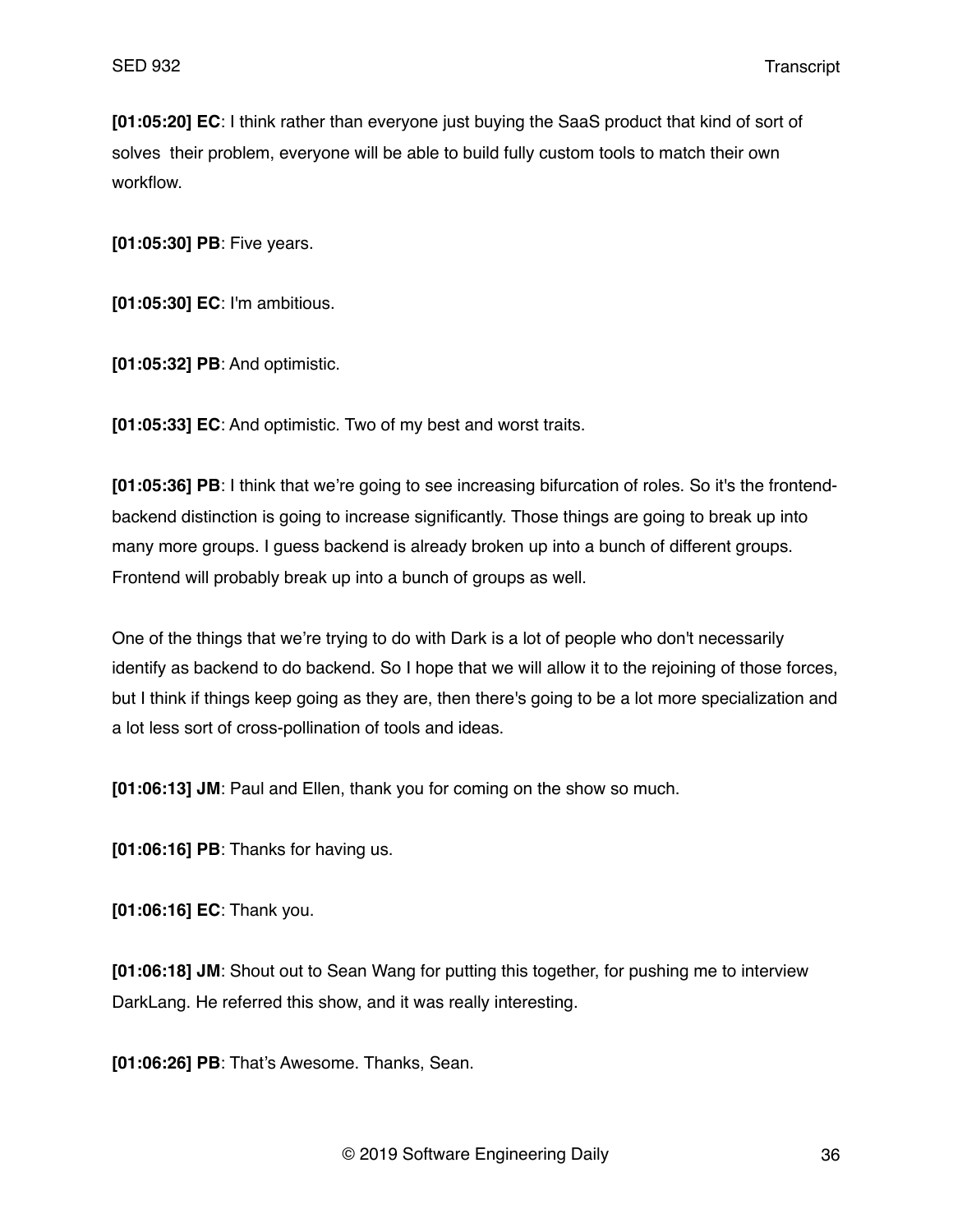**[01:05:20] EC**: I think rather than everyone just buying the SaaS product that kind of sort of solves their problem, everyone will be able to build fully custom tools to match their own workflow.

**[01:05:30] PB**: Five years.

**[01:05:30] EC**: I'm ambitious.

**[01:05:32] PB**: And optimistic.

**[01:05:33] EC**: And optimistic. Two of my best and worst traits.

**[01:05:36] PB**: I think that we're going to see increasing bifurcation of roles. So it's the frontend-backend distinction is going to increase significantly. Those things are going to break up into many more groups. I guess backend is already broken up into a bunch of different groups. Frontend will probably break up into a bunch of groups as well.

One of the things that we're trying to do with Dark is a lot of people who don't necessarily identify as backend to do backend. So I hope that we will allow it to the rejoining of those forces, but I think if things keep going as they are, then there's going to be a lot more specialization and a lot less sort of cross-pollination of tools and ideas.

**[01:06:13] JM**: Paul and Ellen, thank you for coming on the show so much.

**[01:06:16] PB**: Thanks for having us.

**[01:06:16] EC**: Thank you.

**[01:06:18] JM**: Shout out to Sean Wang for putting this together, for pushing me to interview DarkLang. He referred this show, and it was really interesting.

**[01:06:26] PB**: That's Awesome. Thanks, Sean.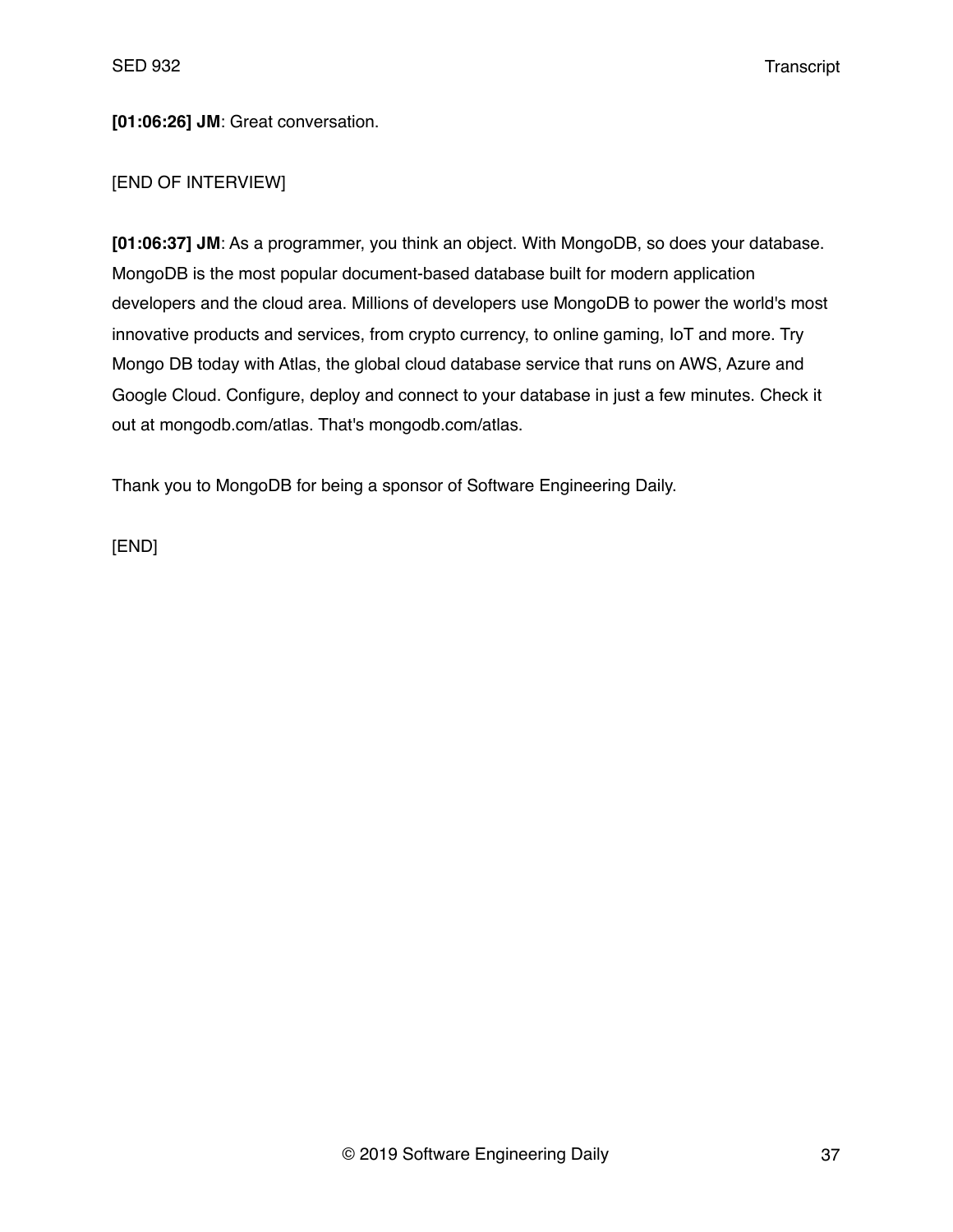**[01:06:26] JM**: Great conversation.

[END OF INTERVIEW]

**[01:06:37] JM**: As a programmer, you think an object. With MongoDB, so does your database. MongoDB is the most popular document-based database built for modern application developers and the cloud area. Millions of developers use MongoDB to power the world's most innovative products and services, from crypto currency, to online gaming, IoT and more. Try Mongo DB today with Atlas, the global cloud database service that runs on AWS, Azure and Google Cloud. Configure, deploy and connect to your database in just a few minutes. Check it out at mongodb.com/atlas. That's mongodb.com/atlas.

Thank you to MongoDB for being a sponsor of Software Engineering Daily.

[END]